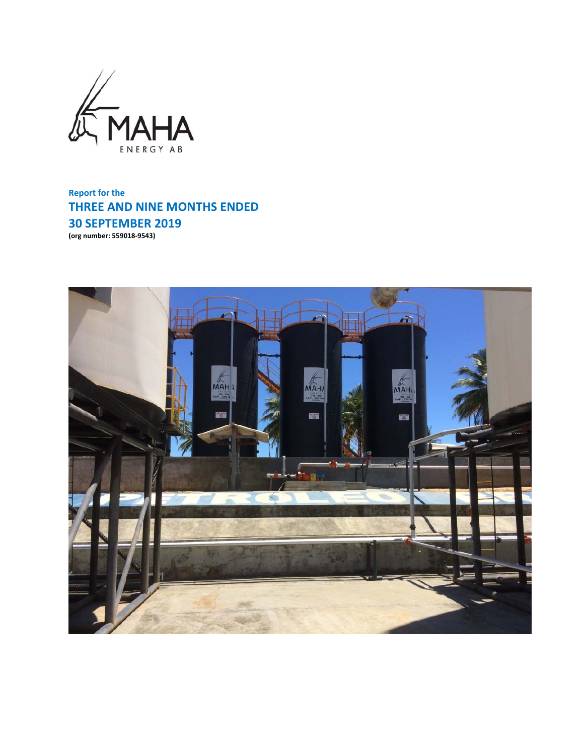MAHA

ENERGY AB

**Report for the**

# THREE AND NINE MONTHS ENDED 30 SEPTEMBER 2019

**(org number: 559018-9543)**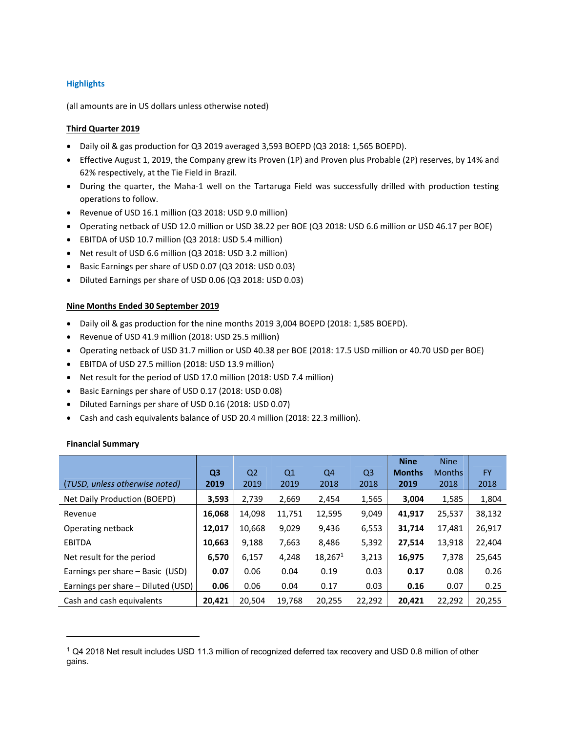## Highlights

(all amounts are in US dollars unless otherwise noted)

**Third Quarter 2019**

- Daily oil & gas production for Q3 2019 averaged 3,593 BOEPD (Q3 2018: 1,565 BOEPD).
- Effective August 1, 2019, the Company grew its Proven (1P) and Proven plus Probable (2P) reserves, by 14% and 62% respectively, at the Tie Field in Brazil.
- During the quarter, the Maha-1 well on the Tartaruga Field was successfully drilled with production testing operations to follow.
- Revenue of USD 16.1 million (Q3 2018: USD 9.0 million)
- Operating netback of USD 12.0 million or USD 38.22 per BOE (Q3 2018: USD 6.6 million or USD 46.17 per BOE)
- EBITDA of USD 10.7 million (Q3 2018: USD 5.4 million)
- Net result of USD 6.6 million (Q3 2018: USD 3.2 million)
- Basic Earnings per share of USD 0.07 (Q3 2018: USD 0.03)
- Diluted Earnings per share of USD 0.06 (Q3 2018: USD 0.03)

**Nine Months Ended 30 September 2019**

- Daily oil & gas production for the nine months 2019 3,004 BOEPD (2018: 1,585 BOEPD).
- Revenue of USD 41.9 million (2018: USD 25.5 million)
- Operating netback of USD 31.7 million or USD 40.38 per BOE (2018: 17.5 USD million or 40.70 USD per BOE)
- EBITDA of USD 27.5 million (2018: USD 13.9 million)
- Net result for the period of USD 17.0 million (2018: USD 7.4 million)
- Basic Earnings per share of USD 0.17 (2018: USD 0.08)
- Diluted Earnings per share of USD 0.16 (2018: USD 0.07)
- Cash and cash equivalents balance of USD 20.4 million (2018: 22.3 million).

**Financial Summary**

| *(TUSD, unless otherwise noted)* | **Q3 2019** | Q2 2019 | Q1 2019 | Q4 2018 | Q3 2018 | **Nine Months 2019** | Nine Months 2018 | FY 2018 |
|---|---|---|---|---|---|---|---|---|
| Net Daily Production (BOEPD) | **3,593** | 2,739 | 2,669 | 2,454 | 1,565 | **3,004** | 1,585 | 1,804 |
| Revenue | **16,068** | 14,098 | 11,751 | 12,595 | 9,049 | **41,917** | 25,537 | 38,132 |
| Operating netback | **12,017** | 10,668 | 9,029 | 9,436 | 6,553 | **31,714** | 17,481 | 26,917 |
| EBITDA | **10,663** | 9,188 | 7,663 | 8,486 | 5,392 | **27,514** | 13,918 | 22,404 |
| Net result for the period | **6,570** | 6,157 | 4,248 | 18,267[1] | 3,213 | **16,975** | 7,378 | 25,645 |
| Earnings per share – Basic (USD) | **0.07** | 0.06 | 0.04 | 0.19 | 0.03 | **0.17** | 0.08 | 0.26 |
| Earnings per share – Diluted (USD) | **0.06** | 0.06 | 0.04 | 0.17 | 0.03 | **0.16** | 0.07 | 0.25 |
| Cash and cash equivalents | **20,421** | 20,504 | 19,768 | 20,255 | 22,292 | **20,421** | 22,292 | 20,255 |

[1] Q4 2018 Net result includes USD 11.3 million of recognized deferred tax recovery and USD 0.8 million of other gains.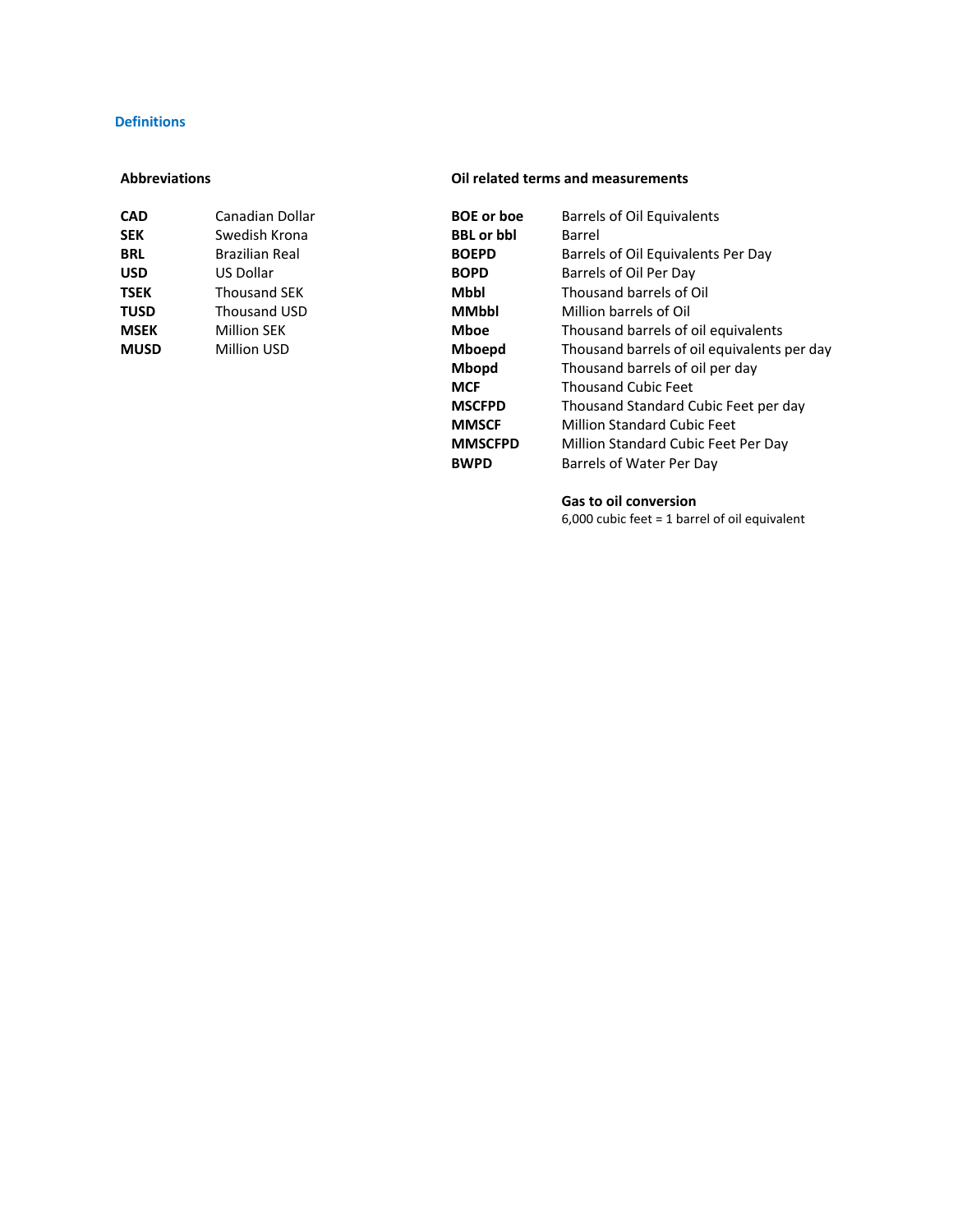## Definitions

### Abbreviations

| | |
|---|---|
| **CAD** | Canadian Dollar |
| **SEK** | Swedish Krona |
| **BRL** | Brazilian Real |
| **USD** | US Dollar |
| **TSEK** | Thousand SEK |
| **TUSD** | Thousand USD |
| **MSEK** | Million SEK |
| **MUSD** | Million USD |

### Oil related terms and measurements

| | |
|---|---|
| **BOE or boe** | Barrels of Oil Equivalents |
| **BBL or bbl** | Barrel |
| **BOEPD** | Barrels of Oil Equivalents Per Day |
| **BOPD** | Barrels of Oil Per Day |
| **Mbbl** | Thousand barrels of Oil |
| **MMbbl** | Million barrels of Oil |
| **Mboe** | Thousand barrels of oil equivalents |
| **Mboepd** | Thousand barrels of oil equivalents per day |
| **Mbopd** | Thousand barrels of oil per day |
| **MCF** | Thousand Cubic Feet |
| **MSCFPD** | Thousand Standard Cubic Feet per day |
| **MMSCF** | Million Standard Cubic Feet |
| **MMSCFPD** | Million Standard Cubic Feet Per Day |
| **BWPD** | Barrels of Water Per Day |

**Gas to oil conversion**

6,000 cubic feet = 1 barrel of oil equivalent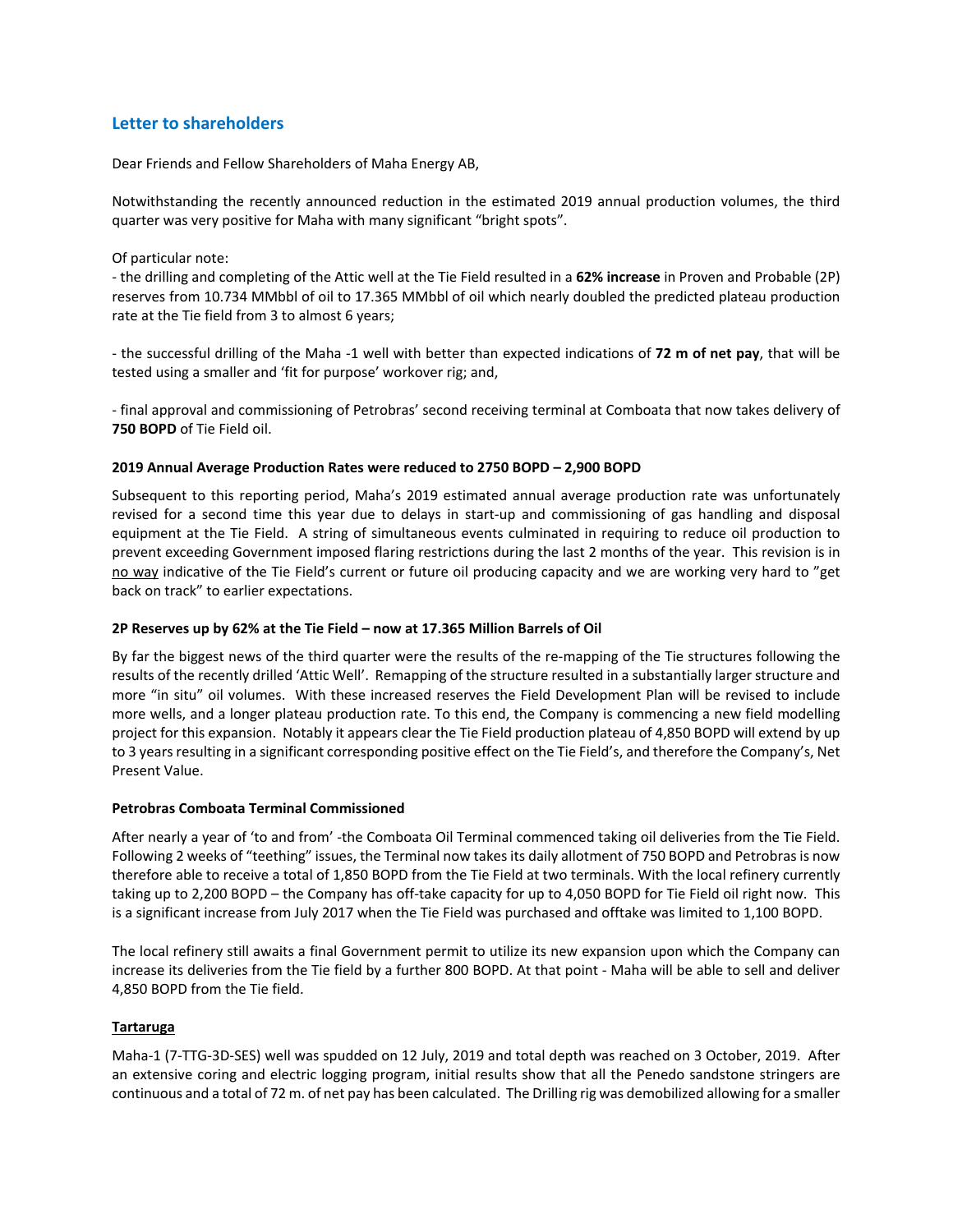## Letter to shareholders

Dear Friends and Fellow Shareholders of Maha Energy AB,

Notwithstanding the recently announced reduction in the estimated 2019 annual production volumes, the third quarter was very positive for Maha with many significant "bright spots".

Of particular note:

- the drilling and completing of the Attic well at the Tie Field resulted in a **62% increase** in Proven and Probable (2P) reserves from 10.734 MMbbl of oil to 17.365 MMbbl of oil which nearly doubled the predicted plateau production rate at the Tie field from 3 to almost 6 years;

- the successful drilling of the Maha -1 well with better than expected indications of **72 m of net pay**, that will be tested using a smaller and 'fit for purpose' workover rig; and,

- final approval and commissioning of Petrobras' second receiving terminal at Comboata that now takes delivery of **750 BOPD** of Tie Field oil.

**2019 Annual Average Production Rates were reduced to 2750 BOPD – 2,900 BOPD**

Subsequent to this reporting period, Maha's 2019 estimated annual average production rate was unfortunately revised for a second time this year due to delays in start-up and commissioning of gas handling and disposal equipment at the Tie Field. A string of simultaneous events culminated in requiring to reduce oil production to prevent exceeding Government imposed flaring restrictions during the last 2 months of the year. This revision is in no way indicative of the Tie Field's current or future oil producing capacity and we are working very hard to "get back on track" to earlier expectations.

**2P Reserves up by 62% at the Tie Field – now at 17.365 Million Barrels of Oil**

By far the biggest news of the third quarter were the results of the re-mapping of the Tie structures following the results of the recently drilled 'Attic Well'. Remapping of the structure resulted in a substantially larger structure and more "in situ" oil volumes. With these increased reserves the Field Development Plan will be revised to include more wells, and a longer plateau production rate. To this end, the Company is commencing a new field modelling project for this expansion. Notably it appears clear the Tie Field production plateau of 4,850 BOPD will extend by up to 3 years resulting in a significant corresponding positive effect on the Tie Field's, and therefore the Company's, Net Present Value.

**Petrobras Comboata Terminal Commissioned**

After nearly a year of 'to and from' -the Comboata Oil Terminal commenced taking oil deliveries from the Tie Field. Following 2 weeks of "teething" issues, the Terminal now takes its daily allotment of 750 BOPD and Petrobras is now therefore able to receive a total of 1,850 BOPD from the Tie Field at two terminals. With the local refinery currently taking up to 2,200 BOPD – the Company has off-take capacity for up to 4,050 BOPD for Tie Field oil right now. This is a significant increase from July 2017 when the Tie Field was purchased and offtake was limited to 1,100 BOPD.

The local refinery still awaits a final Government permit to utilize its new expansion upon which the Company can increase its deliveries from the Tie field by a further 800 BOPD. At that point - Maha will be able to sell and deliver 4,850 BOPD from the Tie field.

**Tartaruga**

Maha-1 (7-TTG-3D-SES) well was spudded on 12 July, 2019 and total depth was reached on 3 October, 2019. After an extensive coring and electric logging program, initial results show that all the Penedo sandstone stringers are continuous and a total of 72 m. of net pay has been calculated. The Drilling rig was demobilized allowing for a smaller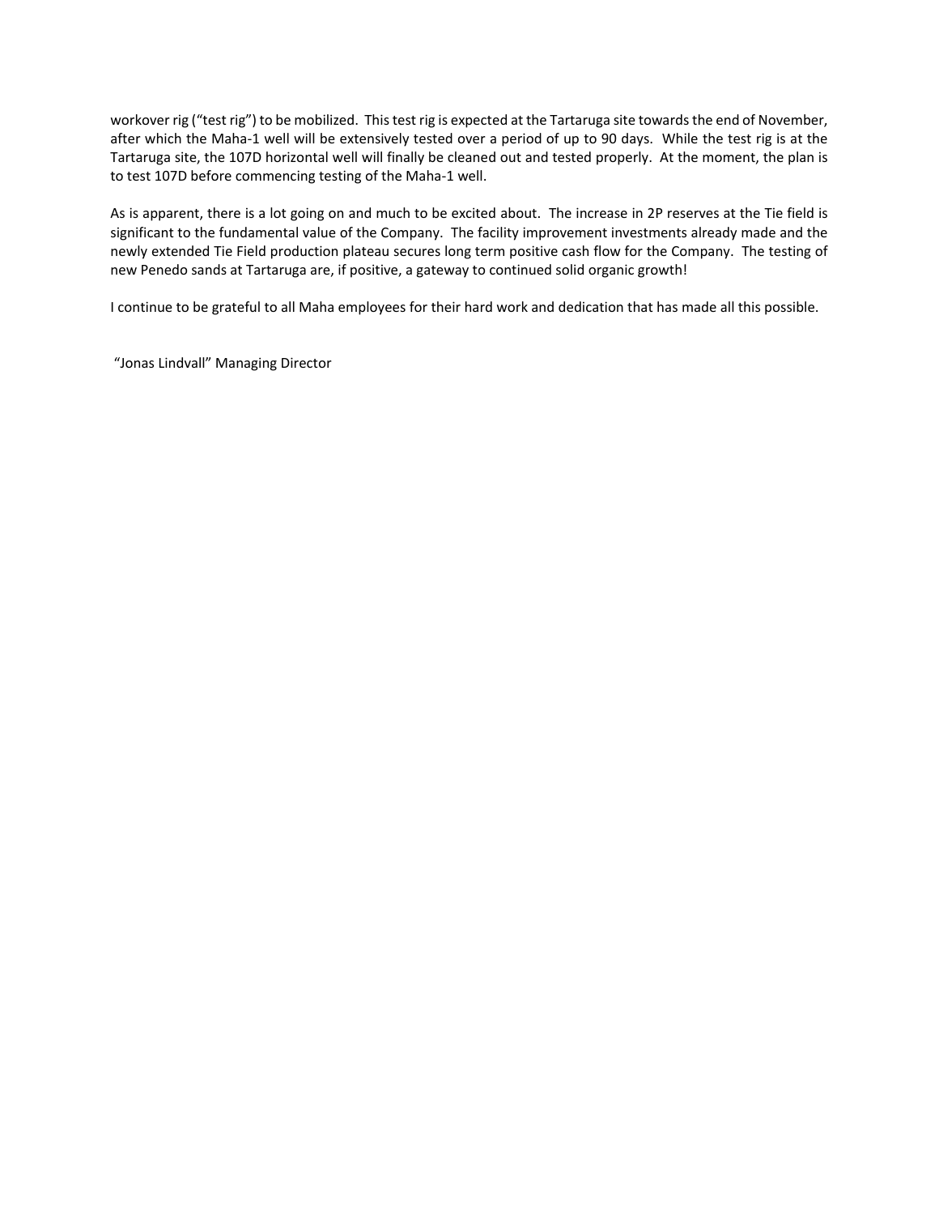workover rig ("test rig") to be mobilized. This test rig is expected at the Tartaruga site towards the end of November, after which the Maha-1 well will be extensively tested over a period of up to 90 days. While the test rig is at the Tartaruga site, the 107D horizontal well will finally be cleaned out and tested properly. At the moment, the plan is to test 107D before commencing testing of the Maha-1 well.

As is apparent, there is a lot going on and much to be excited about. The increase in 2P reserves at the Tie field is significant to the fundamental value of the Company. The facility improvement investments already made and the newly extended Tie Field production plateau secures long term positive cash flow for the Company. The testing of new Penedo sands at Tartaruga are, if positive, a gateway to continued solid organic growth!

I continue to be grateful to all Maha employees for their hard work and dedication that has made all this possible.

"Jonas Lindvall" Managing Director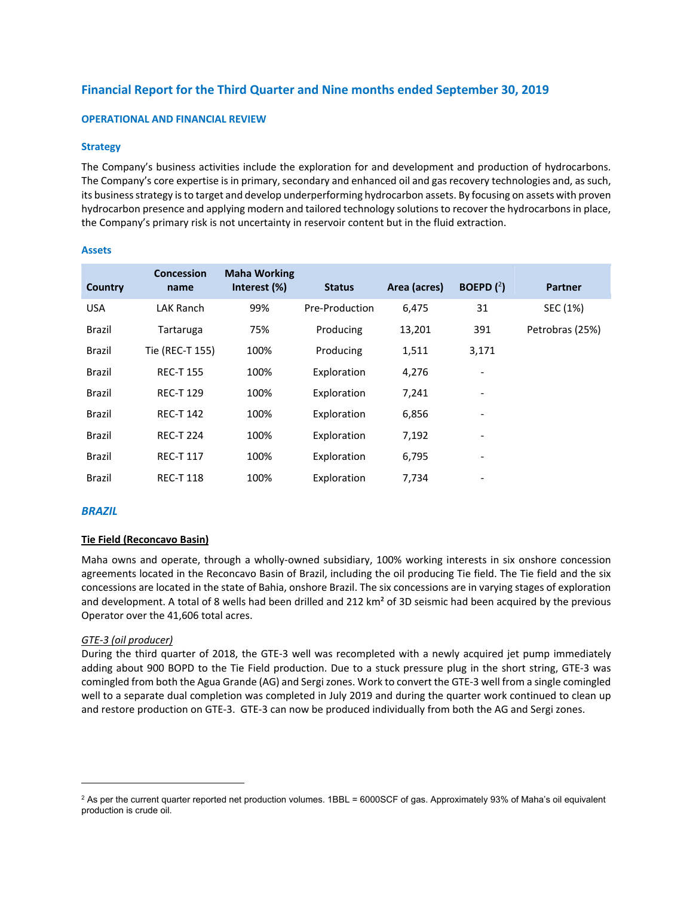## Financial Report for the Third Quarter and Nine months ended September 30, 2019

### OPERATIONAL AND FINANCIAL REVIEW

#### Strategy

The Company's business activities include the exploration for and development and production of hydrocarbons. The Company's core expertise is in primary, secondary and enhanced oil and gas recovery technologies and, as such, its business strategy is to target and develop underperforming hydrocarbon assets. By focusing on assets with proven hydrocarbon presence and applying modern and tailored technology solutions to recover the hydrocarbons in place, the Company's primary risk is not uncertainty in reservoir content but in the fluid extraction.

#### Assets

| Country | Concession name | Maha Working Interest (%) | Status | Area (acres) | BOEPD [2] | Partner |
|---|---|---|---|---|---|---|
| USA | LAK Ranch | 99% | Pre-Production | 6,475 | 31 | SEC (1%) |
| Brazil | Tartaruga | 75% | Producing | 13,201 | 391 | Petrobras (25%) |
| Brazil | Tie (REC-T 155) | 100% | Producing | 1,511 | 3,171 | |
| Brazil | REC-T 155 | 100% | Exploration | 4,276 | - | |
| Brazil | REC-T 129 | 100% | Exploration | 7,241 | - | |
| Brazil | REC-T 142 | 100% | Exploration | 6,856 | - | |
| Brazil | REC-T 224 | 100% | Exploration | 7,192 | - | |
| Brazil | REC-T 117 | 100% | Exploration | 6,795 | - | |
| Brazil | REC-T 118 | 100% | Exploration | 7,734 | - | |

### *BRAZIL*

**Tie Field (Reconcavo Basin)**

Maha owns and operate, through a wholly-owned subsidiary, 100% working interests in six onshore concession agreements located in the Reconcavo Basin of Brazil, including the oil producing Tie field. The Tie field and the six concessions are located in the state of Bahia, onshore Brazil. The six concessions are in varying stages of exploration and development. A total of 8 wells had been drilled and 212 km² of 3D seismic had been acquired by the previous Operator over the 41,606 total acres.

*GTE-3 (oil producer)*

During the third quarter of 2018, the GTE-3 well was recompleted with a newly acquired jet pump immediately adding about 900 BOPD to the Tie Field production. Due to a stuck pressure plug in the short string, GTE-3 was comingled from both the Agua Grande (AG) and Sergi zones. Work to convert the GTE-3 well from a single comingled well to a separate dual completion was completed in July 2019 and during the quarter work continued to clean up and restore production on GTE-3. GTE-3 can now be produced individually from both the AG and Sergi zones.

---

[2] As per the current quarter reported net production volumes. 1BBL = 6000SCF of gas. Approximately 93% of Maha's oil equivalent production is crude oil.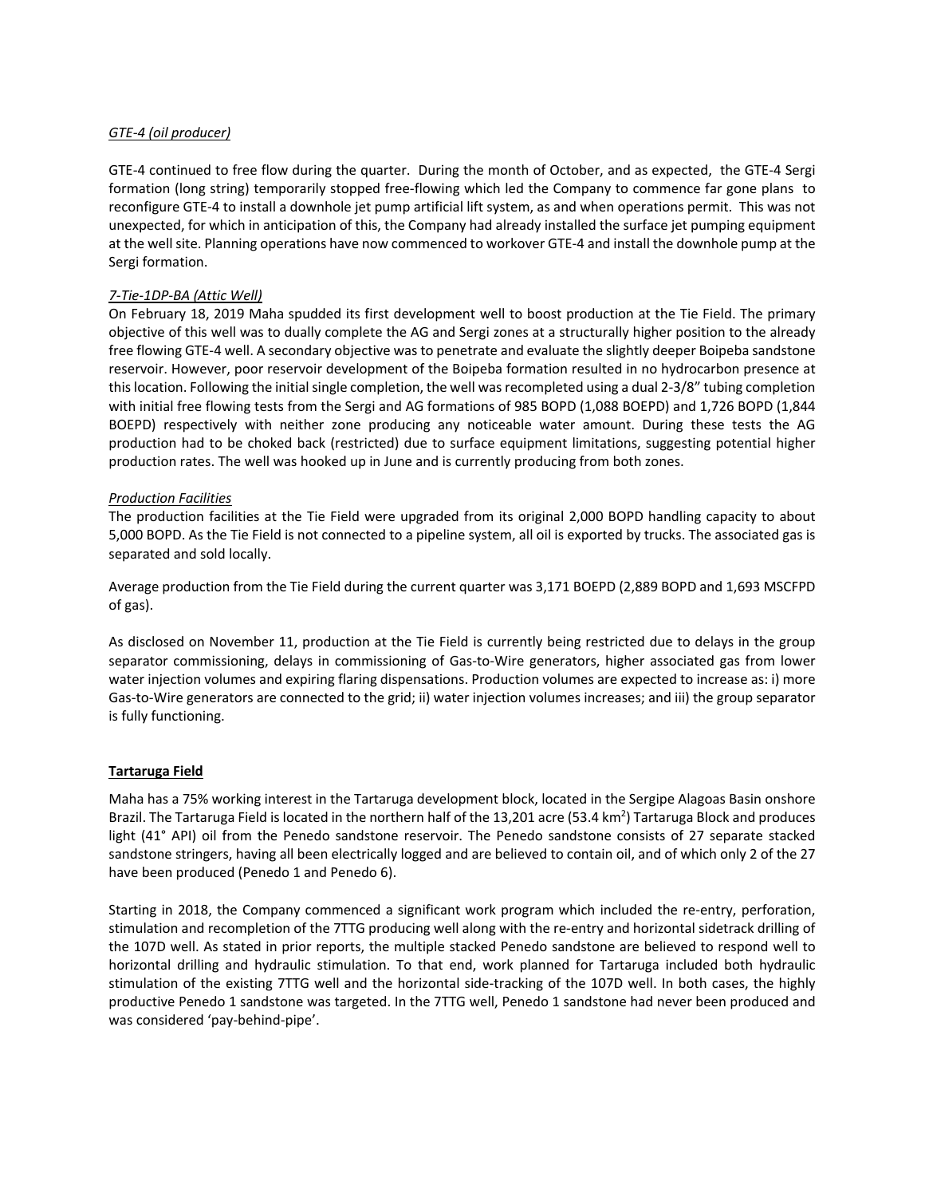*GTE-4 (oil producer)*

GTE-4 continued to free flow during the quarter. During the month of October, and as expected, the GTE-4 Sergi formation (long string) temporarily stopped free-flowing which led the Company to commence far gone plans to reconfigure GTE-4 to install a downhole jet pump artificial lift system, as and when operations permit. This was not unexpected, for which in anticipation of this, the Company had already installed the surface jet pumping equipment at the well site. Planning operations have now commenced to workover GTE-4 and install the downhole pump at the Sergi formation.

*7-Tie-1DP-BA (Attic Well)*

On February 18, 2019 Maha spudded its first development well to boost production at the Tie Field. The primary objective of this well was to dually complete the AG and Sergi zones at a structurally higher position to the already free flowing GTE-4 well. A secondary objective was to penetrate and evaluate the slightly deeper Boipeba sandstone reservoir. However, poor reservoir development of the Boipeba formation resulted in no hydrocarbon presence at this location. Following the initial single completion, the well was recompleted using a dual 2-3/8" tubing completion with initial free flowing tests from the Sergi and AG formations of 985 BOPD (1,088 BOEPD) and 1,726 BOPD (1,844 BOEPD) respectively with neither zone producing any noticeable water amount. During these tests the AG production had to be choked back (restricted) due to surface equipment limitations, suggesting potential higher production rates. The well was hooked up in June and is currently producing from both zones.

*Production Facilities*

The production facilities at the Tie Field were upgraded from its original 2,000 BOPD handling capacity to about 5,000 BOPD. As the Tie Field is not connected to a pipeline system, all oil is exported by trucks. The associated gas is separated and sold locally.

Average production from the Tie Field during the current quarter was 3,171 BOEPD (2,889 BOPD and 1,693 MSCFPD of gas).

As disclosed on November 11, production at the Tie Field is currently being restricted due to delays in the group separator commissioning, delays in commissioning of Gas-to-Wire generators, higher associated gas from lower water injection volumes and expiring flaring dispensations. Production volumes are expected to increase as: i) more Gas-to-Wire generators are connected to the grid; ii) water injection volumes increases; and iii) the group separator is fully functioning.

**Tartaruga Field**

Maha has a 75% working interest in the Tartaruga development block, located in the Sergipe Alagoas Basin onshore Brazil. The Tartaruga Field is located in the northern half of the 13,201 acre (53.4 km$^2$) Tartaruga Block and produces light (41° API) oil from the Penedo sandstone reservoir. The Penedo sandstone consists of 27 separate stacked sandstone stringers, having all been electrically logged and are believed to contain oil, and of which only 2 of the 27 have been produced (Penedo 1 and Penedo 6).

Starting in 2018, the Company commenced a significant work program which included the re-entry, perforation, stimulation and recompletion of the 7TTG producing well along with the re-entry and horizontal sidetrack drilling of the 107D well. As stated in prior reports, the multiple stacked Penedo sandstone are believed to respond well to horizontal drilling and hydraulic stimulation. To that end, work planned for Tartaruga included both hydraulic stimulation of the existing 7TTG well and the horizontal side-tracking of the 107D well. In both cases, the highly productive Penedo 1 sandstone was targeted. In the 7TTG well, Penedo 1 sandstone had never been produced and was considered 'pay-behind-pipe'.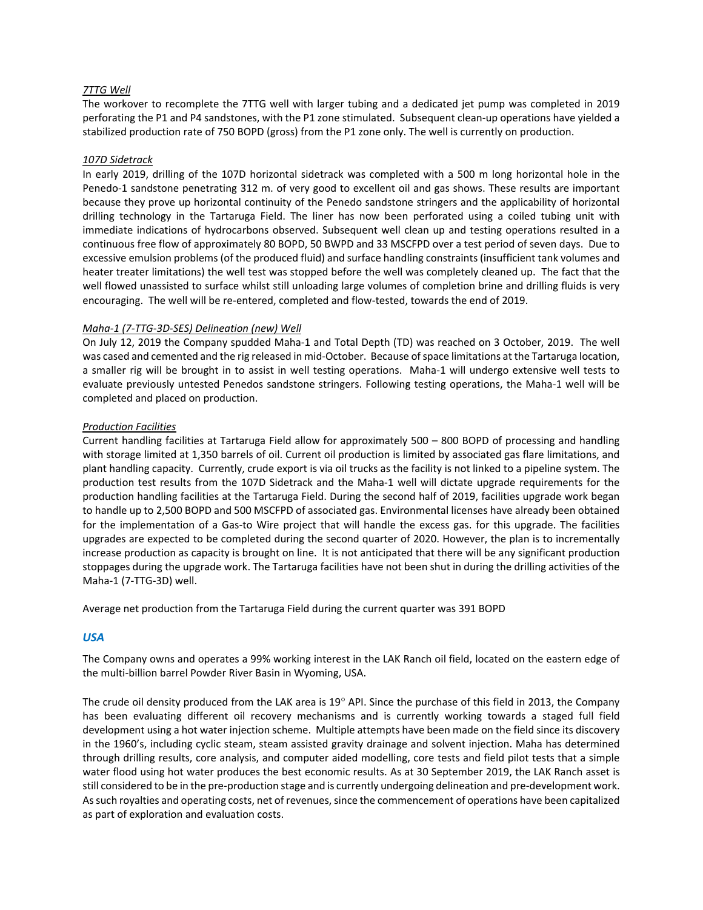*7TTG Well*

The workover to recomplete the 7TTG well with larger tubing and a dedicated jet pump was completed in 2019 perforating the P1 and P4 sandstones, with the P1 zone stimulated. Subsequent clean-up operations have yielded a stabilized production rate of 750 BOPD (gross) from the P1 zone only. The well is currently on production.

*107D Sidetrack*

In early 2019, drilling of the 107D horizontal sidetrack was completed with a 500 m long horizontal hole in the Penedo-1 sandstone penetrating 312 m. of very good to excellent oil and gas shows. These results are important because they prove up horizontal continuity of the Penedo sandstone stringers and the applicability of horizontal drilling technology in the Tartaruga Field. The liner has now been perforated using a coiled tubing unit with immediate indications of hydrocarbons observed. Subsequent well clean up and testing operations resulted in a continuous free flow of approximately 80 BOPD, 50 BWPD and 33 MSCFPD over a test period of seven days. Due to excessive emulsion problems (of the produced fluid) and surface handling constraints (insufficient tank volumes and heater treater limitations) the well test was stopped before the well was completely cleaned up. The fact that the well flowed unassisted to surface whilst still unloading large volumes of completion brine and drilling fluids is very encouraging. The well will be re-entered, completed and flow-tested, towards the end of 2019.

*Maha-1 (7-TTG-3D-SES) Delineation (new) Well*

On July 12, 2019 the Company spudded Maha-1 and Total Depth (TD) was reached on 3 October, 2019. The well was cased and cemented and the rig released in mid-October. Because of space limitations at the Tartaruga location, a smaller rig will be brought in to assist in well testing operations. Maha-1 will undergo extensive well tests to evaluate previously untested Penedos sandstone stringers. Following testing operations, the Maha-1 well will be completed and placed on production.

*Production Facilities*

Current handling facilities at Tartaruga Field allow for approximately 500 – 800 BOPD of processing and handling with storage limited at 1,350 barrels of oil. Current oil production is limited by associated gas flare limitations, and plant handling capacity. Currently, crude export is via oil trucks as the facility is not linked to a pipeline system. The production test results from the 107D Sidetrack and the Maha-1 well will dictate upgrade requirements for the production handling facilities at the Tartaruga Field. During the second half of 2019, facilities upgrade work began to handle up to 2,500 BOPD and 500 MSCFPD of associated gas. Environmental licenses have already been obtained for the implementation of a Gas-to Wire project that will handle the excess gas. for this upgrade. The facilities upgrades are expected to be completed during the second quarter of 2020. However, the plan is to incrementally increase production as capacity is brought on line. It is not anticipated that there will be any significant production stoppages during the upgrade work. The Tartaruga facilities have not been shut in during the drilling activities of the Maha-1 (7-TTG-3D) well.

Average net production from the Tartaruga Field during the current quarter was 391 BOPD

## *USA*

The Company owns and operates a 99% working interest in the LAK Ranch oil field, located on the eastern edge of the multi-billion barrel Powder River Basin in Wyoming, USA.

The crude oil density produced from the LAK area is 19° API. Since the purchase of this field in 2013, the Company has been evaluating different oil recovery mechanisms and is currently working towards a staged full field development using a hot water injection scheme. Multiple attempts have been made on the field since its discovery in the 1960's, including cyclic steam, steam assisted gravity drainage and solvent injection. Maha has determined through drilling results, core analysis, and computer aided modelling, core tests and field pilot tests that a simple water flood using hot water produces the best economic results. As at 30 September 2019, the LAK Ranch asset is still considered to be in the pre-production stage and is currently undergoing delineation and pre-development work. As such royalties and operating costs, net of revenues, since the commencement of operations have been capitalized as part of exploration and evaluation costs.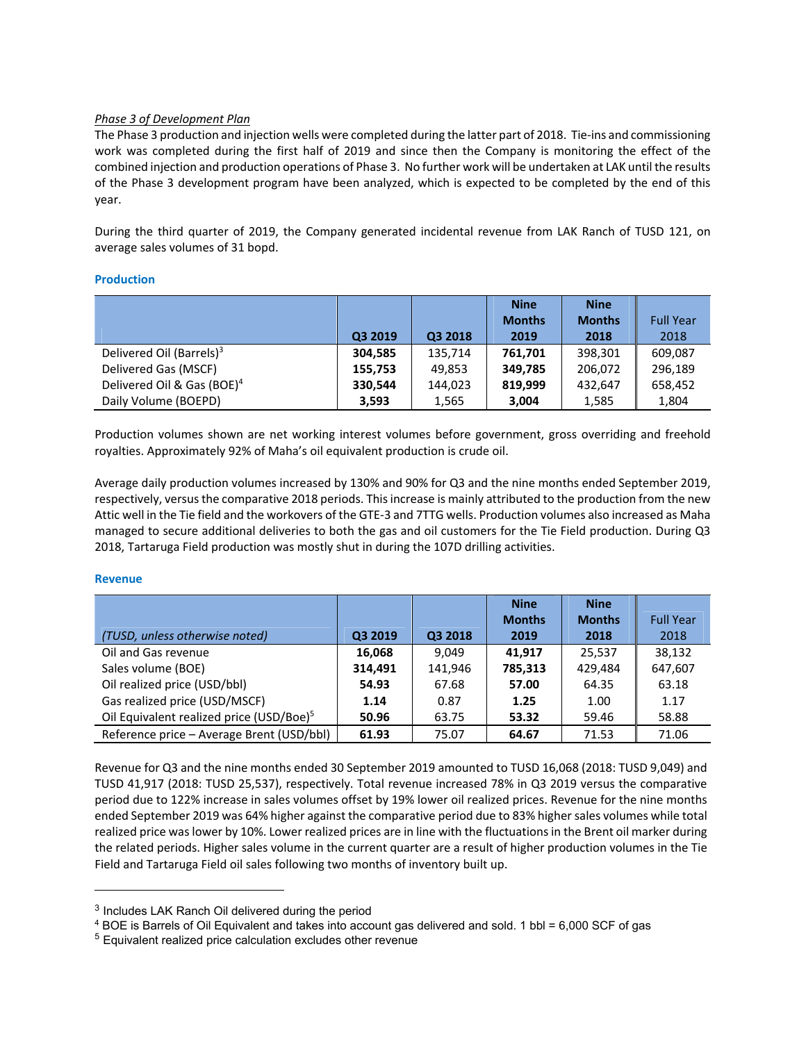*Phase 3 of Development Plan*

The Phase 3 production and injection wells were completed during the latter part of 2018. Tie-ins and commissioning work was completed during the first half of 2019 and since then the Company is monitoring the effect of the combined injection and production operations of Phase 3. No further work will be undertaken at LAK until the results of the Phase 3 development program have been analyzed, which is expected to be completed by the end of this year.

During the third quarter of 2019, the Company generated incidental revenue from LAK Ranch of TUSD 121, on average sales volumes of 31 bopd.

### Production

| | Q3 2019 | Q3 2018 | Nine Months 2019 | Nine Months 2018 | Full Year 2018 |
|---|---|---|---|---|---|
| Delivered Oil (Barrels)[3] | **304,585** | 135,714 | **761,701** | 398,301 | 609,087 |
| Delivered Gas (MSCF) | **155,753** | 49,853 | **349,785** | 206,072 | 296,189 |
| Delivered Oil & Gas (BOE)[4] | **330,544** | 144,023 | **819,999** | 432,647 | 658,452 |
| Daily Volume (BOEPD) | **3,593** | 1,565 | **3,004** | 1,585 | 1,804 |

Production volumes shown are net working interest volumes before government, gross overriding and freehold royalties. Approximately 92% of Maha's oil equivalent production is crude oil.

Average daily production volumes increased by 130% and 90% for Q3 and the nine months ended September 2019, respectively, versus the comparative 2018 periods. This increase is mainly attributed to the production from the new Attic well in the Tie field and the workovers of the GTE-3 and 7TTG wells. Production volumes also increased as Maha managed to secure additional deliveries to both the gas and oil customers for the Tie Field production. During Q3 2018, Tartaruga Field production was mostly shut in during the 107D drilling activities.

### Revenue

| *(TUSD, unless otherwise noted)* | Q3 2019 | Q3 2018 | Nine Months 2019 | Nine Months 2018 | Full Year 2018 |
|---|---|---|---|---|---|
| Oil and Gas revenue | **16,068** | 9,049 | **41,917** | 25,537 | 38,132 |
| Sales volume (BOE) | **314,491** | 141,946 | **785,313** | 429,484 | 647,607 |
| Oil realized price (USD/bbl) | **54.93** | 67.68 | **57.00** | 64.35 | 63.18 |
| Gas realized price (USD/MSCF) | **1.14** | 0.87 | **1.25** | 1.00 | 1.17 |
| Oil Equivalent realized price (USD/Boe)[5] | **50.96** | 63.75 | **53.32** | 59.46 | 58.88 |
| Reference price – Average Brent (USD/bbl) | **61.93** | 75.07 | **64.67** | 71.53 | 71.06 |

Revenue for Q3 and the nine months ended 30 September 2019 amounted to TUSD 16,068 (2018: TUSD 9,049) and TUSD 41,917 (2018: TUSD 25,537), respectively. Total revenue increased 78% in Q3 2019 versus the comparative period due to 122% increase in sales volumes offset by 19% lower oil realized prices. Revenue for the nine months ended September 2019 was 64% higher against the comparative period due to 83% higher sales volumes while total realized price was lower by 10%. Lower realized prices are in line with the fluctuations in the Brent oil marker during the related periods. Higher sales volume in the current quarter are a result of higher production volumes in the Tie Field and Tartaruga Field oil sales following two months of inventory built up.

---

[3] Includes LAK Ranch Oil delivered during the period

[4] BOE is Barrels of Oil Equivalent and takes into account gas delivered and sold. 1 bbl = 6,000 SCF of gas

[5] Equivalent realized price calculation excludes other revenue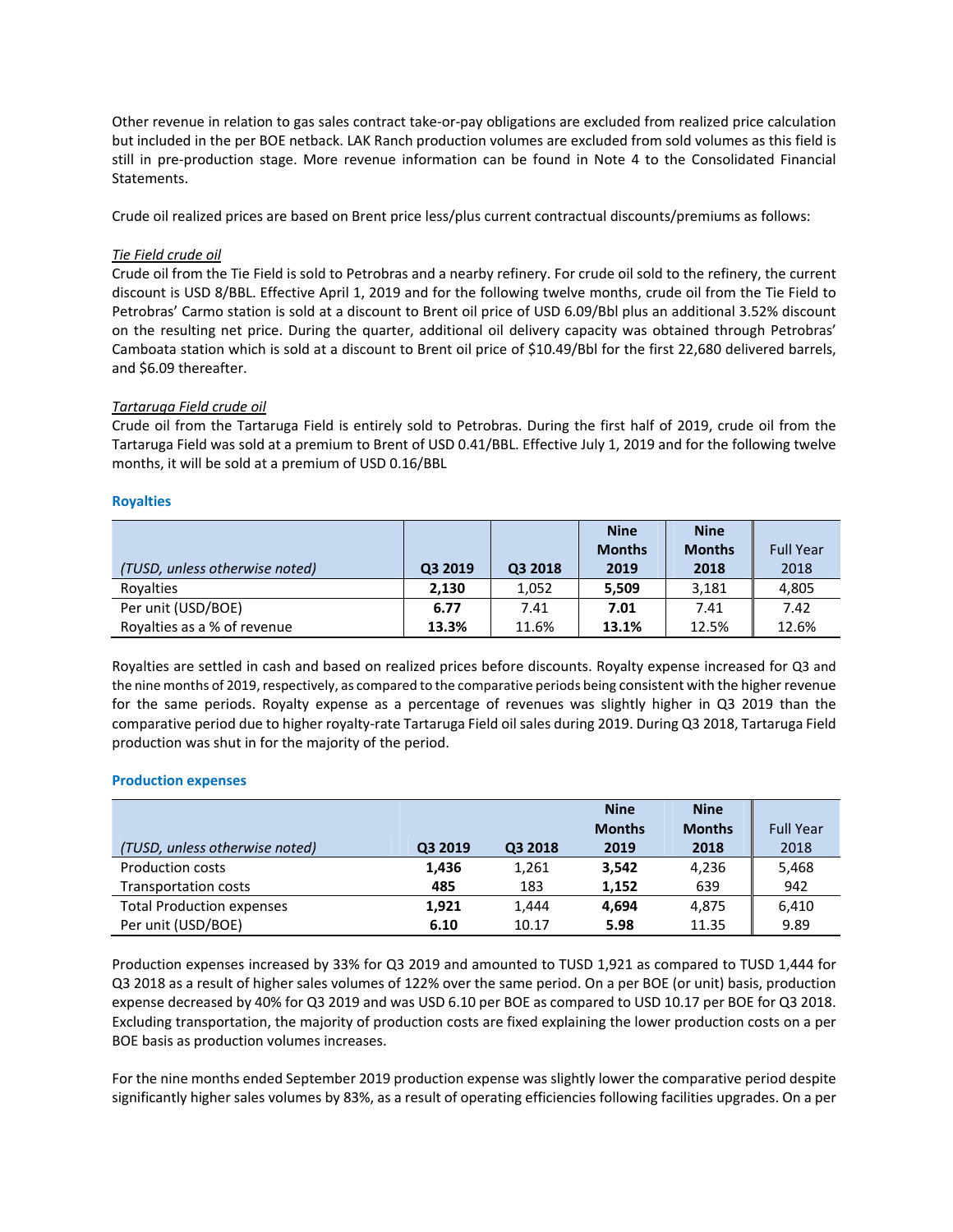Other revenue in relation to gas sales contract take-or-pay obligations are excluded from realized price calculation but included in the per BOE netback. LAK Ranch production volumes are excluded from sold volumes as this field is still in pre-production stage. More revenue information can be found in Note 4 to the Consolidated Financial Statements.

Crude oil realized prices are based on Brent price less/plus current contractual discounts/premiums as follows:

*Tie Field crude oil*

Crude oil from the Tie Field is sold to Petrobras and a nearby refinery. For crude oil sold to the refinery, the current discount is USD 8/BBL. Effective April 1, 2019 and for the following twelve months, crude oil from the Tie Field to Petrobras' Carmo station is sold at a discount to Brent oil price of USD 6.09/Bbl plus an additional 3.52% discount on the resulting net price. During the quarter, additional oil delivery capacity was obtained through Petrobras' Camboata station which is sold at a discount to Brent oil price of $10.49/Bbl for the first 22,680 delivered barrels, and $6.09 thereafter.

*Tartaruga Field crude oil*

Crude oil from the Tartaruga Field is entirely sold to Petrobras. During the first half of 2019, crude oil from the Tartaruga Field was sold at a premium to Brent of USD 0.41/BBL. Effective July 1, 2019 and for the following twelve months, it will be sold at a premium of USD 0.16/BBL

### Royalties

| *(TUSD, unless otherwise noted)* | **Q3 2019** | **Q3 2018** | **Nine Months 2019** | **Nine Months 2018** | Full Year 2018 |
|---|---|---|---|---|---|
| Royalties | **2,130** | 1,052 | **5,509** | 3,181 | 4,805 |
| Per unit (USD/BOE) | **6.77** | 7.41 | **7.01** | 7.41 | 7.42 |
| Royalties as a % of revenue | **13.3%** | 11.6% | **13.1%** | 12.5% | 12.6% |

Royalties are settled in cash and based on realized prices before discounts. Royalty expense increased for Q3 and the nine months of 2019, respectively, as compared to the comparative periods being consistent with the higher revenue for the same periods. Royalty expense as a percentage of revenues was slightly higher in Q3 2019 than the comparative period due to higher royalty-rate Tartaruga Field oil sales during 2019. During Q3 2018, Tartaruga Field production was shut in for the majority of the period.

### Production expenses

| *(TUSD, unless otherwise noted)* | **Q3 2019** | **Q3 2018** | **Nine Months 2019** | **Nine Months 2018** | Full Year 2018 |
|---|---|---|---|---|---|
| Production costs | **1,436** | 1,261 | **3,542** | 4,236 | 5,468 |
| Transportation costs | **485** | 183 | **1,152** | 639 | 942 |
| Total Production expenses | **1,921** | 1,444 | **4,694** | 4,875 | 6,410 |
| Per unit (USD/BOE) | **6.10** | 10.17 | **5.98** | 11.35 | 9.89 |

Production expenses increased by 33% for Q3 2019 and amounted to TUSD 1,921 as compared to TUSD 1,444 for Q3 2018 as a result of higher sales volumes of 122% over the same period. On a per BOE (or unit) basis, production expense decreased by 40% for Q3 2019 and was USD 6.10 per BOE as compared to USD 10.17 per BOE for Q3 2018. Excluding transportation, the majority of production costs are fixed explaining the lower production costs on a per BOE basis as production volumes increases.

For the nine months ended September 2019 production expense was slightly lower the comparative period despite significantly higher sales volumes by 83%, as a result of operating efficiencies following facilities upgrades. On a per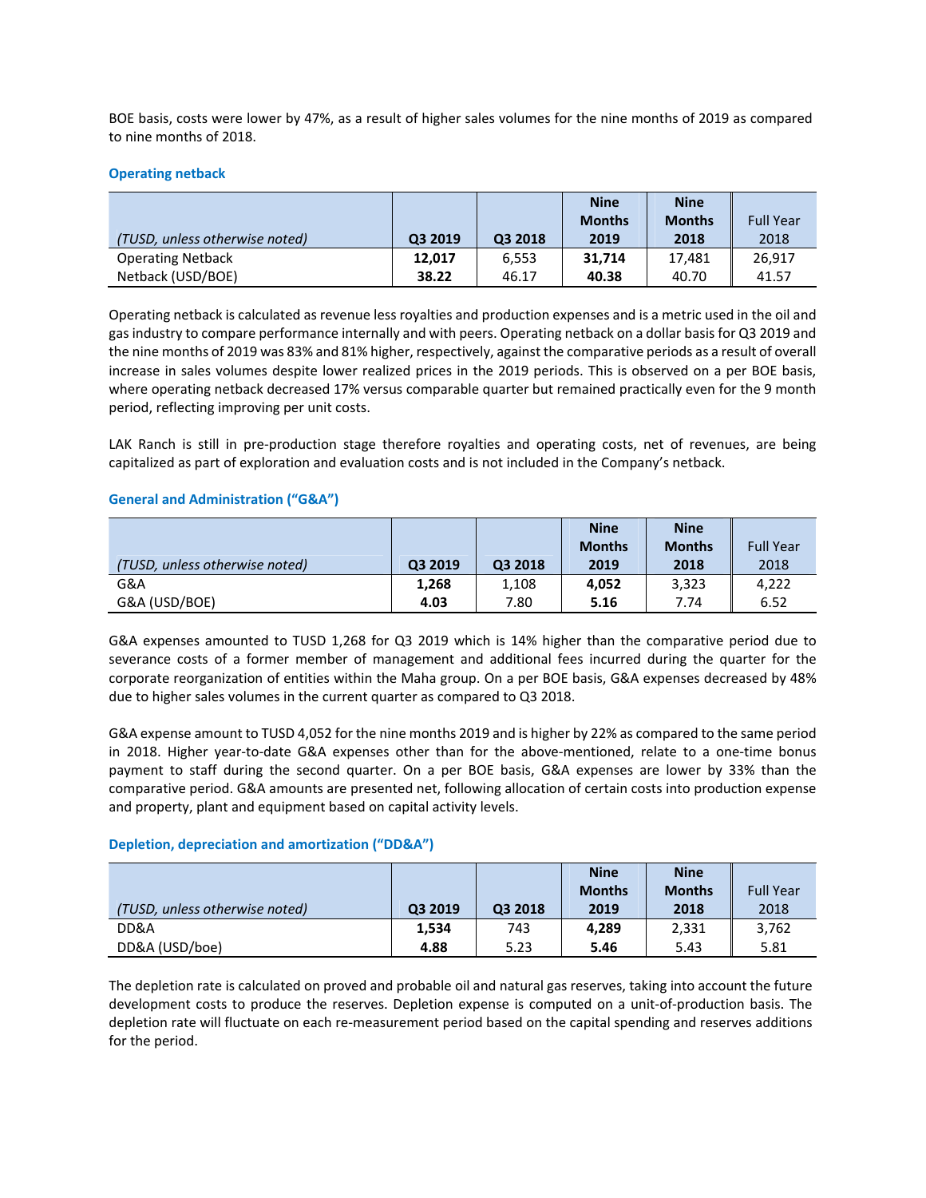BOE basis, costs were lower by 47%, as a result of higher sales volumes for the nine months of 2019 as compared to nine months of 2018.

### Operating netback

| *(TUSD, unless otherwise noted)* | **Q3 2019** | **Q3 2018** | **Nine Months 2019** | **Nine Months 2018** | Full Year 2018 |
|---|---|---|---|---|---|
| Operating Netback | **12,017** | 6,553 | **31,714** | 17,481 | 26,917 |
| Netback (USD/BOE) | **38.22** | 46.17 | **40.38** | 40.70 | 41.57 |

Operating netback is calculated as revenue less royalties and production expenses and is a metric used in the oil and gas industry to compare performance internally and with peers. Operating netback on a dollar basis for Q3 2019 and the nine months of 2019 was 83% and 81% higher, respectively, against the comparative periods as a result of overall increase in sales volumes despite lower realized prices in the 2019 periods. This is observed on a per BOE basis, where operating netback decreased 17% versus comparable quarter but remained practically even for the 9 month period, reflecting improving per unit costs.

LAK Ranch is still in pre-production stage therefore royalties and operating costs, net of revenues, are being capitalized as part of exploration and evaluation costs and is not included in the Company's netback.

### General and Administration ("G&A")

| *(TUSD, unless otherwise noted)* | **Q3 2019** | **Q3 2018** | **Nine Months 2019** | **Nine Months 2018** | Full Year 2018 |
|---|---|---|---|---|---|
| G&A | **1,268** | 1,108 | **4,052** | 3,323 | 4,222 |
| G&A (USD/BOE) | **4.03** | 7.80 | **5.16** | 7.74 | 6.52 |

G&A expenses amounted to TUSD 1,268 for Q3 2019 which is 14% higher than the comparative period due to severance costs of a former member of management and additional fees incurred during the quarter for the corporate reorganization of entities within the Maha group. On a per BOE basis, G&A expenses decreased by 48% due to higher sales volumes in the current quarter as compared to Q3 2018.

G&A expense amount to TUSD 4,052 for the nine months 2019 and is higher by 22% as compared to the same period in 2018. Higher year-to-date G&A expenses other than for the above-mentioned, relate to a one-time bonus payment to staff during the second quarter. On a per BOE basis, G&A expenses are lower by 33% than the comparative period. G&A amounts are presented net, following allocation of certain costs into production expense and property, plant and equipment based on capital activity levels.

### Depletion, depreciation and amortization ("DD&A")

| *(TUSD, unless otherwise noted)* | **Q3 2019** | **Q3 2018** | **Nine Months 2019** | **Nine Months 2018** | Full Year 2018 |
|---|---|---|---|---|---|
| DD&A | **1,534** | 743 | **4,289** | 2,331 | 3,762 |
| DD&A (USD/boe) | **4.88** | 5.23 | **5.46** | 5.43 | 5.81 |

The depletion rate is calculated on proved and probable oil and natural gas reserves, taking into account the future development costs to produce the reserves. Depletion expense is computed on a unit-of-production basis. The depletion rate will fluctuate on each re-measurement period based on the capital spending and reserves additions for the period.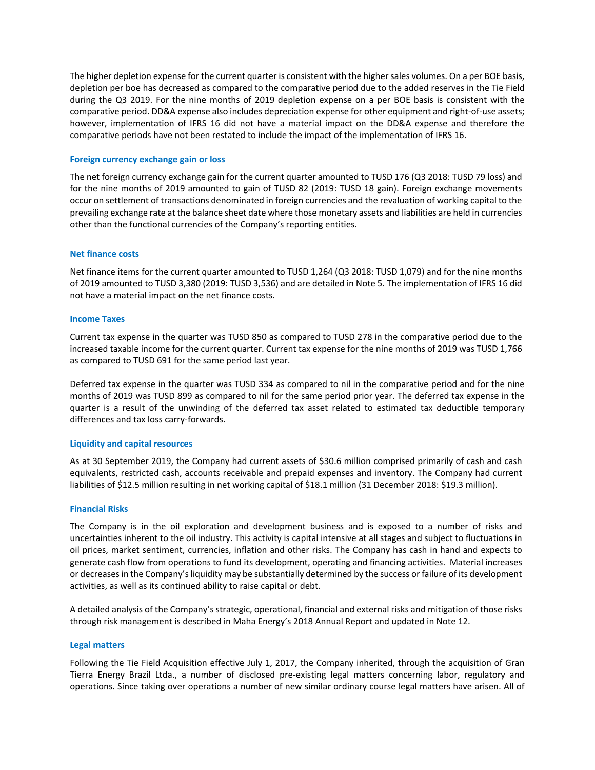The higher depletion expense for the current quarter is consistent with the higher sales volumes. On a per BOE basis, depletion per boe has decreased as compared to the comparative period due to the added reserves in the Tie Field during the Q3 2019. For the nine months of 2019 depletion expense on a per BOE basis is consistent with the comparative period. DD&A expense also includes depreciation expense for other equipment and right-of-use assets; however, implementation of IFRS 16 did not have a material impact on the DD&A expense and therefore the comparative periods have not been restated to include the impact of the implementation of IFRS 16.

### Foreign currency exchange gain or loss

The net foreign currency exchange gain for the current quarter amounted to TUSD 176 (Q3 2018: TUSD 79 loss) and for the nine months of 2019 amounted to gain of TUSD 82 (2019: TUSD 18 gain). Foreign exchange movements occur on settlement of transactions denominated in foreign currencies and the revaluation of working capital to the prevailing exchange rate at the balance sheet date where those monetary assets and liabilities are held in currencies other than the functional currencies of the Company's reporting entities.

### Net finance costs

Net finance items for the current quarter amounted to TUSD 1,264 (Q3 2018: TUSD 1,079) and for the nine months of 2019 amounted to TUSD 3,380 (2019: TUSD 3,536) and are detailed in Note 5. The implementation of IFRS 16 did not have a material impact on the net finance costs.

### Income Taxes

Current tax expense in the quarter was TUSD 850 as compared to TUSD 278 in the comparative period due to the increased taxable income for the current quarter. Current tax expense for the nine months of 2019 was TUSD 1,766 as compared to TUSD 691 for the same period last year.

Deferred tax expense in the quarter was TUSD 334 as compared to nil in the comparative period and for the nine months of 2019 was TUSD 899 as compared to nil for the same period prior year. The deferred tax expense in the quarter is a result of the unwinding of the deferred tax asset related to estimated tax deductible temporary differences and tax loss carry-forwards.

### Liquidity and capital resources

As at 30 September 2019, the Company had current assets of $30.6 million comprised primarily of cash and cash equivalents, restricted cash, accounts receivable and prepaid expenses and inventory. The Company had current liabilities of $12.5 million resulting in net working capital of $18.1 million (31 December 2018: $19.3 million).

### Financial Risks

The Company is in the oil exploration and development business and is exposed to a number of risks and uncertainties inherent to the oil industry. This activity is capital intensive at all stages and subject to fluctuations in oil prices, market sentiment, currencies, inflation and other risks. The Company has cash in hand and expects to generate cash flow from operations to fund its development, operating and financing activities. Material increases or decreases in the Company's liquidity may be substantially determined by the success or failure of its development activities, as well as its continued ability to raise capital or debt.

A detailed analysis of the Company's strategic, operational, financial and external risks and mitigation of those risks through risk management is described in Maha Energy's 2018 Annual Report and updated in Note 12.

### Legal matters

Following the Tie Field Acquisition effective July 1, 2017, the Company inherited, through the acquisition of Gran Tierra Energy Brazil Ltda., a number of disclosed pre-existing legal matters concerning labor, regulatory and operations. Since taking over operations a number of new similar ordinary course legal matters have arisen. All of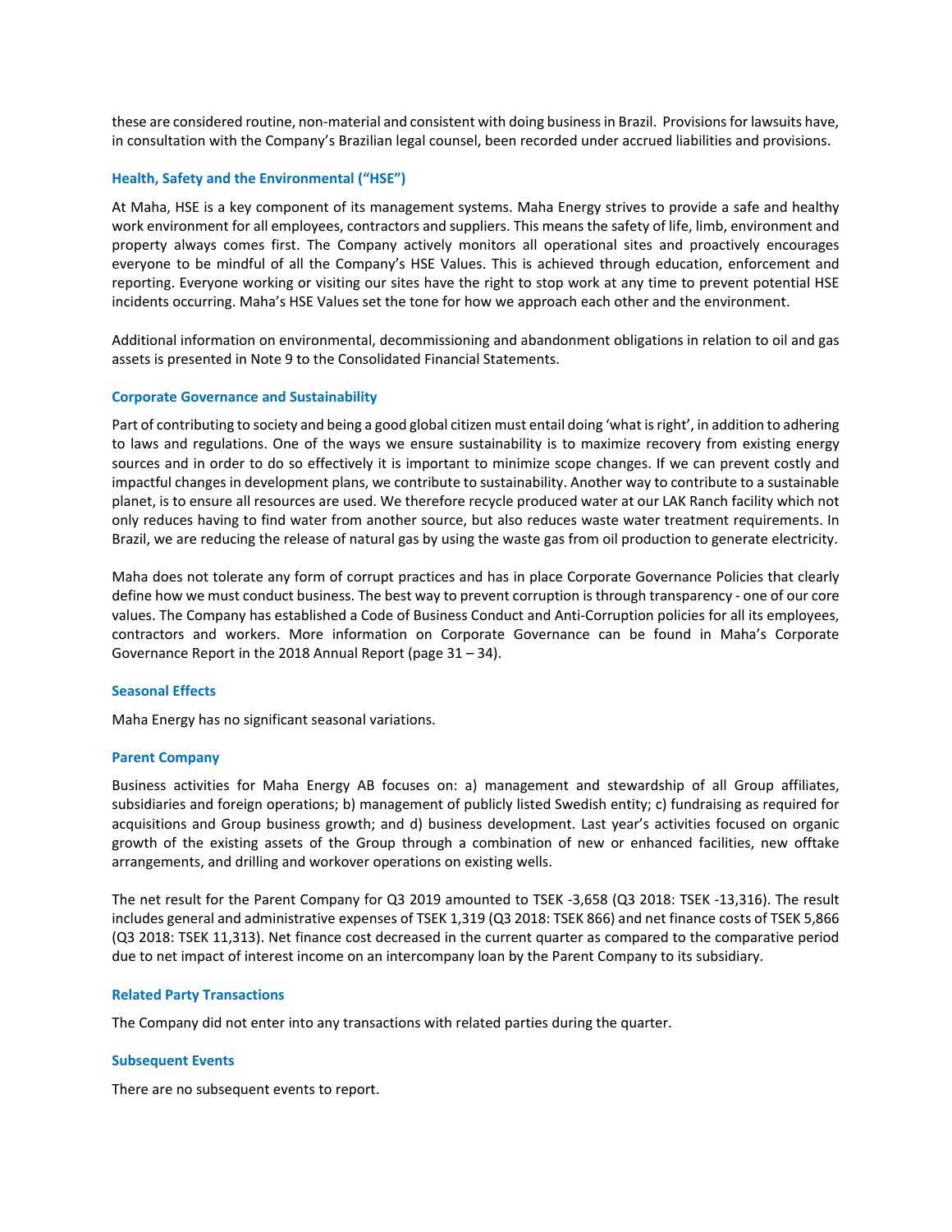these are considered routine, non-material and consistent with doing business in Brazil. Provisions for lawsuits have, in consultation with the Company's Brazilian legal counsel, been recorded under accrued liabilities and provisions.

### Health, Safety and the Environmental ("HSE")

At Maha, HSE is a key component of its management systems. Maha Energy strives to provide a safe and healthy work environment for all employees, contractors and suppliers. This means the safety of life, limb, environment and property always comes first. The Company actively monitors all operational sites and proactively encourages everyone to be mindful of all the Company's HSE Values. This is achieved through education, enforcement and reporting. Everyone working or visiting our sites have the right to stop work at any time to prevent potential HSE incidents occurring. Maha's HSE Values set the tone for how we approach each other and the environment.

Additional information on environmental, decommissioning and abandonment obligations in relation to oil and gas assets is presented in Note 9 to the Consolidated Financial Statements.

### Corporate Governance and Sustainability

Part of contributing to society and being a good global citizen must entail doing 'what is right', in addition to adhering to laws and regulations. One of the ways we ensure sustainability is to maximize recovery from existing energy sources and in order to do so effectively it is important to minimize scope changes. If we can prevent costly and impactful changes in development plans, we contribute to sustainability. Another way to contribute to a sustainable planet, is to ensure all resources are used. We therefore recycle produced water at our LAK Ranch facility which not only reduces having to find water from another source, but also reduces waste water treatment requirements. In Brazil, we are reducing the release of natural gas by using the waste gas from oil production to generate electricity.

Maha does not tolerate any form of corrupt practices and has in place Corporate Governance Policies that clearly define how we must conduct business. The best way to prevent corruption is through transparency - one of our core values. The Company has established a Code of Business Conduct and Anti-Corruption policies for all its employees, contractors and workers. More information on Corporate Governance can be found in Maha's Corporate Governance Report in the 2018 Annual Report (page 31 – 34).

### Seasonal Effects

Maha Energy has no significant seasonal variations.

### Parent Company

Business activities for Maha Energy AB focuses on: a) management and stewardship of all Group affiliates, subsidiaries and foreign operations; b) management of publicly listed Swedish entity; c) fundraising as required for acquisitions and Group business growth; and d) business development. Last year's activities focused on organic growth of the existing assets of the Group through a combination of new or enhanced facilities, new offtake arrangements, and drilling and workover operations on existing wells.

The net result for the Parent Company for Q3 2019 amounted to TSEK -3,658 (Q3 2018: TSEK -13,316). The result includes general and administrative expenses of TSEK 1,319 (Q3 2018: TSEK 866) and net finance costs of TSEK 5,866 (Q3 2018: TSEK 11,313). Net finance cost decreased in the current quarter as compared to the comparative period due to net impact of interest income on an intercompany loan by the Parent Company to its subsidiary.

### Related Party Transactions

The Company did not enter into any transactions with related parties during the quarter.

### Subsequent Events

There are no subsequent events to report.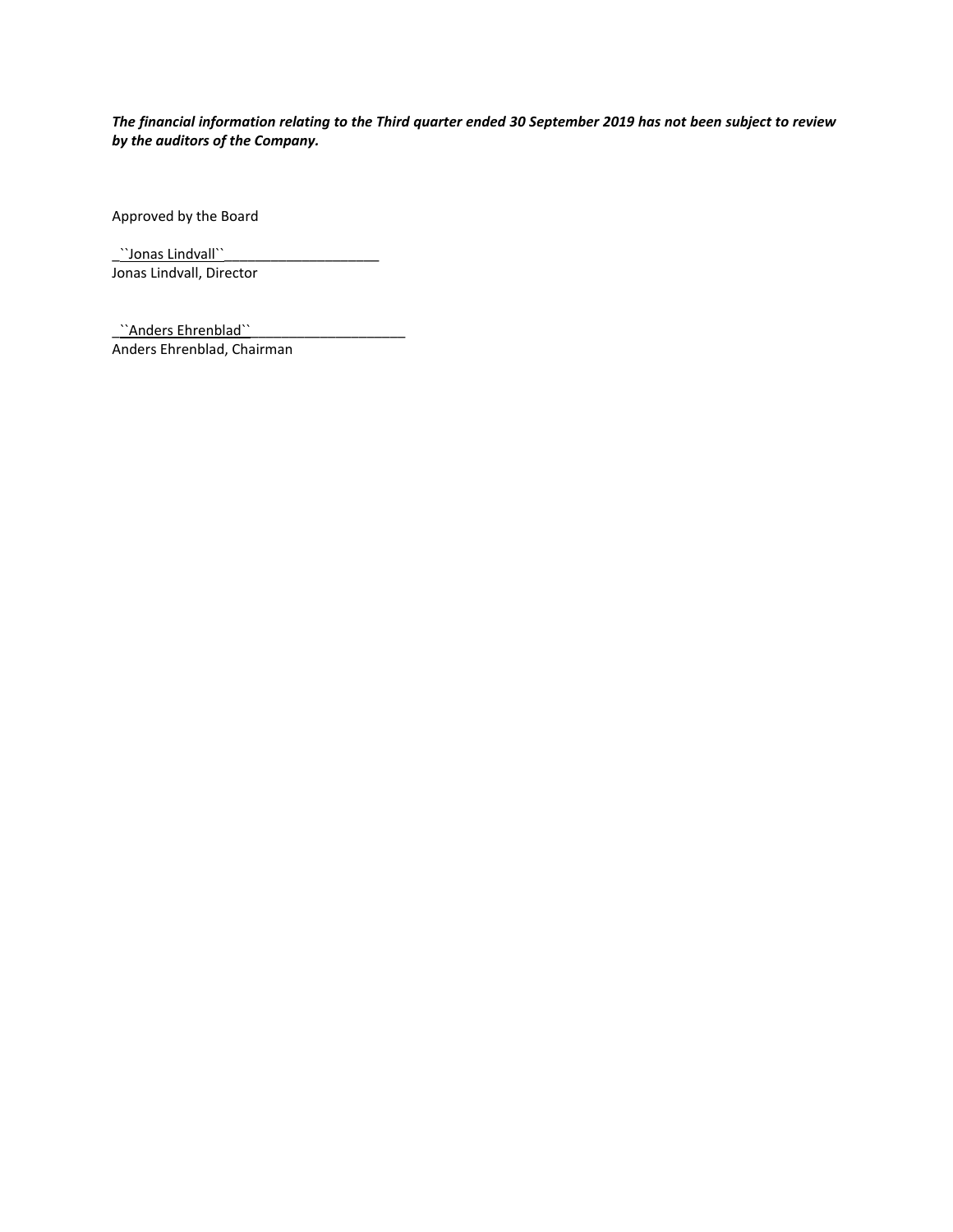***The financial information relating to the Third quarter ended 30 September 2019 has not been subject to review by the auditors of the Company.***

Approved by the Board

_``Jonas Lindvall``____________________
Jonas Lindvall, Director

_``Anders Ehrenblad``____________________
Anders Ehrenblad, Chairman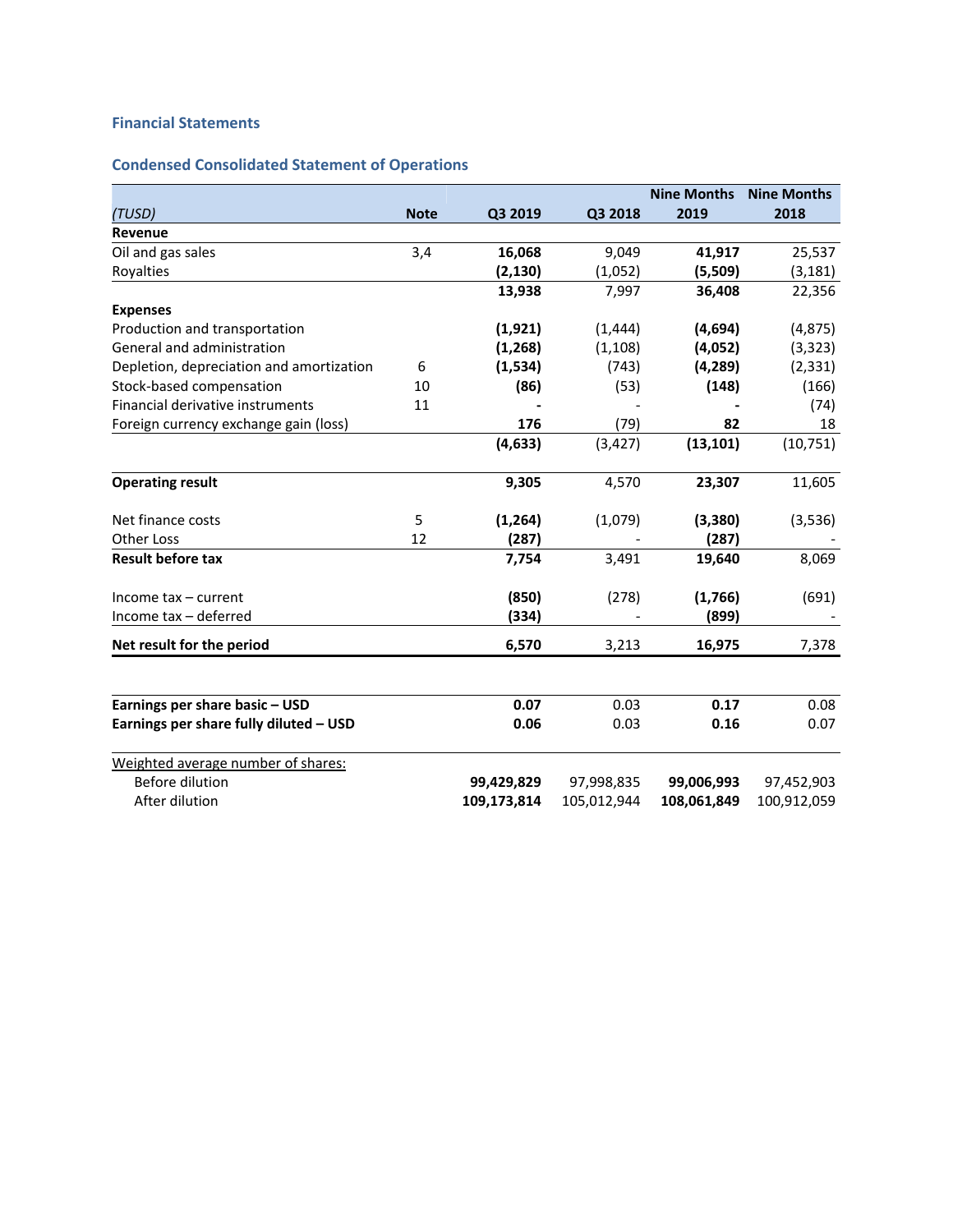## Financial Statements

### Condensed Consolidated Statement of Operations

| *(TUSD)* | Note | Q3 2019 | Q3 2018 | Nine Months 2019 | Nine Months 2018 |
|---|---|---|---|---|---|
| **Revenue** | | | | | |
| Oil and gas sales | 3,4 | **16,068** | 9,049 | **41,917** | 25,537 |
| Royalties | | **(2,130)** | (1,052) | **(5,509)** | (3,181) |
| | | **13,938** | 7,997 | **36,408** | 22,356 |
| **Expenses** | | | | | |
| Production and transportation | | **(1,921)** | (1,444) | **(4,694)** | (4,875) |
| General and administration | | **(1,268)** | (1,108) | **(4,052)** | (3,323) |
| Depletion, depreciation and amortization | 6 | **(1,534)** | (743) | **(4,289)** | (2,331) |
| Stock-based compensation | 10 | **(86)** | (53) | **(148)** | (166) |
| Financial derivative instruments | 11 | **-** | - | **-** | (74) |
| Foreign currency exchange gain (loss) | | **176** | (79) | **82** | 18 |
| | | **(4,633)** | (3,427) | **(13,101)** | (10,751) |
| **Operating result** | | **9,305** | 4,570 | **23,307** | 11,605 |
| Net finance costs | 5 | **(1,264)** | (1,079) | **(3,380)** | (3,536) |
| Other Loss | 12 | **(287)** | - | **(287)** | - |
| **Result before tax** | | **7,754** | 3,491 | **19,640** | 8,069 |
| Income tax – current | | **(850)** | (278) | **(1,766)** | (691) |
| Income tax – deferred | | **(334)** | - | **(899)** | - |
| **Net result for the period** | | **6,570** | 3,213 | **16,975** | 7,378 |
| **Earnings per share basic – USD** | | **0.07** | 0.03 | **0.17** | 0.08 |
| **Earnings per share fully diluted – USD** | | **0.06** | 0.03 | **0.16** | 0.07 |
| Weighted average number of shares: | | | | | |
| Before dilution | | **99,429,829** | 97,998,835 | **99,006,993** | 97,452,903 |
| After dilution | | **109,173,814** | 105,012,944 | **108,061,849** | 100,912,059 |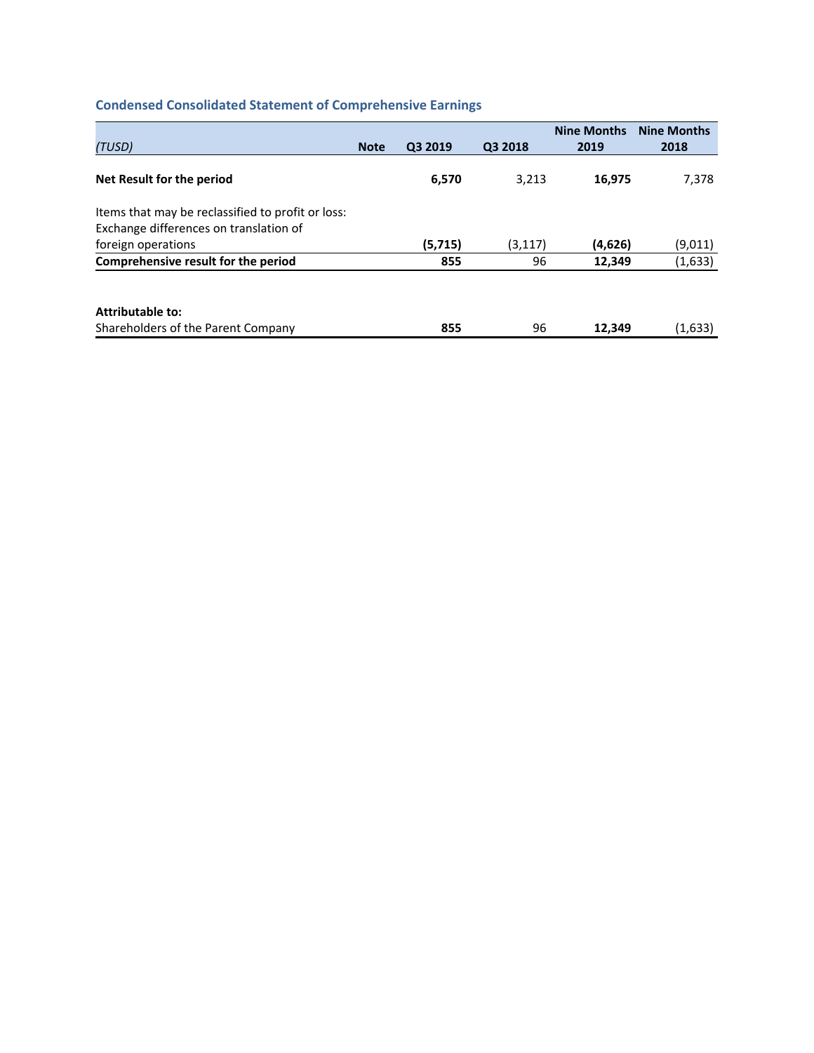## Condensed Consolidated Statement of Comprehensive Earnings

| *(TUSD)* | Note | Q3 2019 | Q3 2018 | Nine Months 2019 | Nine Months 2018 |
|---|---|---|---|---|---|
| **Net Result for the period** | | **6,570** | 3,213 | **16,975** | 7,378 |
| Items that may be reclassified to profit or loss: | | | | | |
| Exchange differences on translation of foreign operations | | **(5,715)** | (3,117) | **(4,626)** | (9,011) |
| **Comprehensive result for the period** | | **855** | 96 | **12,349** | (1,633) |
| **Attributable to:** | | | | | |
| Shareholders of the Parent Company | | **855** | 96 | **12,349** | (1,633) |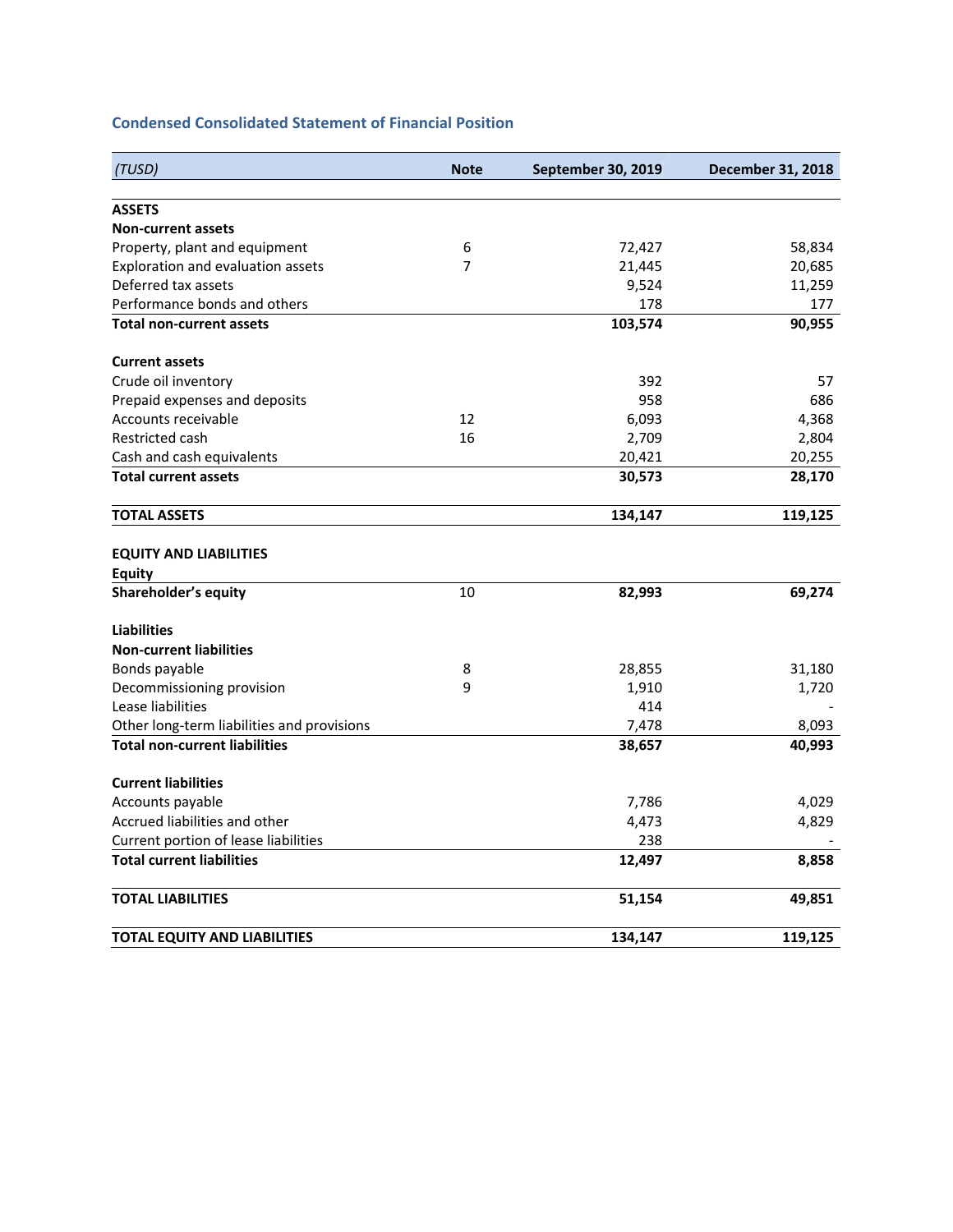## Condensed Consolidated Statement of Financial Position

| *(TUSD)* | Note | September 30, 2019 | December 31, 2018 |
|---|---|---|---|
| **ASSETS** | | | |
| **Non-current assets** | | | |
| Property, plant and equipment | 6 | 72,427 | 58,834 |
| Exploration and evaluation assets | 7 | 21,445 | 20,685 |
| Deferred tax assets | | 9,524 | 11,259 |
| Performance bonds and others | | 178 | 177 |
| **Total non-current assets** | | **103,574** | **90,955** |
| | | | |
| **Current assets** | | | |
| Crude oil inventory | | 392 | 57 |
| Prepaid expenses and deposits | | 958 | 686 |
| Accounts receivable | 12 | 6,093 | 4,368 |
| Restricted cash | 16 | 2,709 | 2,804 |
| Cash and cash equivalents | | 20,421 | 20,255 |
| **Total current assets** | | **30,573** | **28,170** |
| | | | |
| **TOTAL ASSETS** | | **134,147** | **119,125** |
| | | | |
| **EQUITY AND LIABILITIES** | | | |
| **Equity** | | | |
| **Shareholder's equity** | 10 | **82,993** | **69,274** |
| | | | |
| **Liabilities** | | | |
| **Non-current liabilities** | | | |
| Bonds payable | 8 | 28,855 | 31,180 |
| Decommissioning provision | 9 | 1,910 | 1,720 |
| Lease liabilities | | 414 | - |
| Other long-term liabilities and provisions | | 7,478 | 8,093 |
| **Total non-current liabilities** | | **38,657** | **40,993** |
| | | | |
| **Current liabilities** | | | |
| Accounts payable | | 7,786 | 4,029 |
| Accrued liabilities and other | | 4,473 | 4,829 |
| Current portion of lease liabilities | | 238 | - |
| **Total current liabilities** | | **12,497** | **8,858** |
| | | | |
| **TOTAL LIABILITIES** | | **51,154** | **49,851** |
| | | | |
| **TOTAL EQUITY AND LIABILITIES** | | **134,147** | **119,125** |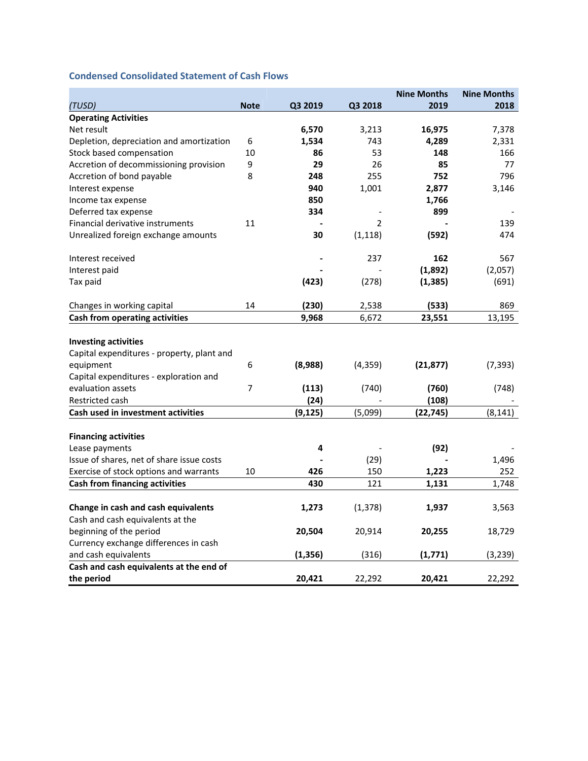## Condensed Consolidated Statement of Cash Flows

| *(TUSD)* | Note | Q3 2019 | Q3 2018 | Nine Months 2019 | Nine Months 2018 |
|---|---|---|---|---|---|
| **Operating Activities** | | | | | |
| Net result | | **6,570** | 3,213 | **16,975** | 7,378 |
| Depletion, depreciation and amortization | 6 | **1,534** | 743 | **4,289** | 2,331 |
| Stock based compensation | 10 | **86** | 53 | **148** | 166 |
| Accretion of decommissioning provision | 9 | **29** | 26 | **85** | 77 |
| Accretion of bond payable | 8 | **248** | 255 | **752** | 796 |
| Interest expense | | **940** | 1,001 | **2,877** | 3,146 |
| Income tax expense | | **850** | | **1,766** | |
| Deferred tax expense | | **334** | - | **899** | - |
| Financial derivative instruments | 11 | **-** | 2 | **-** | 139 |
| Unrealized foreign exchange amounts | | **30** | (1,118) | **(592)** | 474 |
| | | | | | |
| Interest received | | **-** | 237 | **162** | 567 |
| Interest paid | | **-** | - | **(1,892)** | (2,057) |
| Tax paid | | **(423)** | (278) | **(1,385)** | (691) |
| | | | | | |
| Changes in working capital | 14 | **(230)** | 2,538 | **(533)** | 869 |
| **Cash from operating activities** | | **9,968** | 6,672 | **23,551** | 13,195 |
| | | | | | |
| **Investing activities** | | | | | |
| Capital expenditures - property, plant and equipment | 6 | **(8,988)** | (4,359) | **(21,877)** | (7,393) |
| Capital expenditures - exploration and evaluation assets | 7 | **(113)** | (740) | **(760)** | (748) |
| Restricted cash | | **(24)** | - | **(108)** | - |
| **Cash used in investment activities** | | **(9,125)** | (5,099) | **(22,745)** | (8,141) |
| | | | | | |
| **Financing activities** | | | | | |
| Lease payments | | **4** | - | **(92)** | - |
| Issue of shares, net of share issue costs | | **-** | (29) | **-** | 1,496 |
| Exercise of stock options and warrants | 10 | **426** | 150 | **1,223** | 252 |
| **Cash from financing activities** | | **430** | 121 | **1,131** | 1,748 |
| | | | | | |
| **Change in cash and cash equivalents** | | **1,273** | (1,378) | **1,937** | 3,563 |
| Cash and cash equivalents at the beginning of the period | | **20,504** | 20,914 | **20,255** | 18,729 |
| Currency exchange differences in cash and cash equivalents | | **(1,356)** | (316) | **(1,771)** | (3,239) |
| **Cash and cash equivalents at the end of the period** | | **20,421** | 22,292 | **20,421** | 22,292 |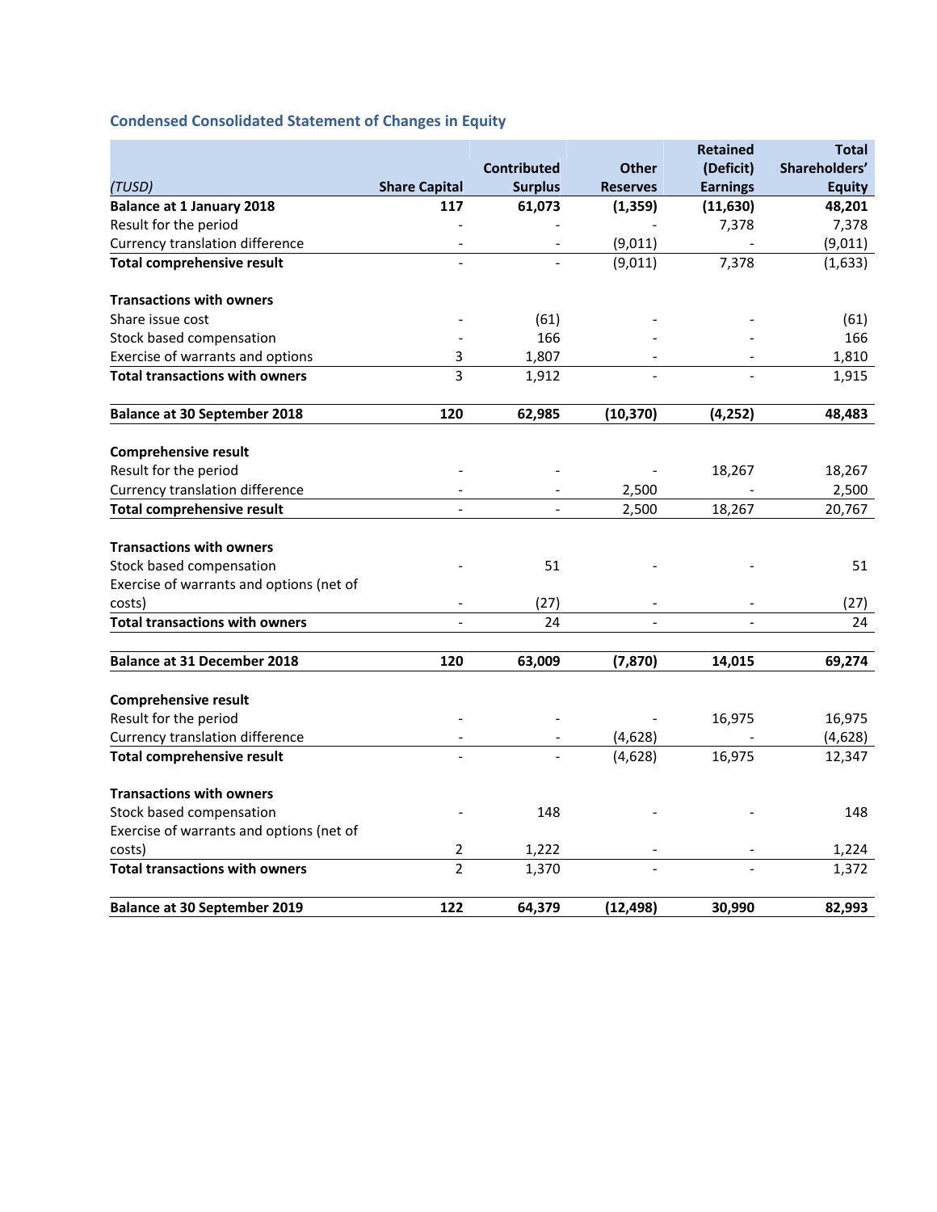## Condensed Consolidated Statement of Changes in Equity

| *(TUSD)* | Share Capital | Contributed Surplus | Other Reserves | Retained (Deficit) Earnings | Total Shareholders' Equity |
|---|---|---|---|---|---|
| **Balance at 1 January 2018** | **117** | **61,073** | **(1,359)** | **(11,630)** | **48,201** |
| Result for the period | - | - | - | 7,378 | 7,378 |
| Currency translation difference | - | - | (9,011) | - | (9,011) |
| **Total comprehensive result** | - | - | (9,011) | 7,378 | (1,633) |
| | | | | | |
| **Transactions with owners** | | | | | |
| Share issue cost | - | (61) | - | - | (61) |
| Stock based compensation | - | 166 | - | - | 166 |
| Exercise of warrants and options | 3 | 1,807 | - | - | 1,810 |
| **Total transactions with owners** | 3 | 1,912 | - | - | 1,915 |
| | | | | | |
| **Balance at 30 September 2018** | **120** | **62,985** | **(10,370)** | **(4,252)** | **48,483** |
| | | | | | |
| **Comprehensive result** | | | | | |
| Result for the period | - | - | - | 18,267 | 18,267 |
| Currency translation difference | - | - | 2,500 | - | 2,500 |
| **Total comprehensive result** | - | - | 2,500 | 18,267 | 20,767 |
| | | | | | |
| **Transactions with owners** | | | | | |
| Stock based compensation | - | 51 | - | - | 51 |
| Exercise of warrants and options (net of costs) | - | (27) | - | - | (27) |
| **Total transactions with owners** | - | 24 | - | - | 24 |
| | | | | | |
| **Balance at 31 December 2018** | **120** | **63,009** | **(7,870)** | **14,015** | **69,274** |
| | | | | | |
| **Comprehensive result** | | | | | |
| Result for the period | - | - | - | 16,975 | 16,975 |
| Currency translation difference | - | - | (4,628) | - | (4,628) |
| **Total comprehensive result** | - | - | (4,628) | 16,975 | 12,347 |
| | | | | | |
| **Transactions with owners** | | | | | |
| Stock based compensation | - | 148 | - | - | 148 |
| Exercise of warrants and options (net of costs) | 2 | 1,222 | - | - | 1,224 |
| **Total transactions with owners** | 2 | 1,370 | - | - | 1,372 |
| | | | | | |
| **Balance at 30 September 2019** | **122** | **64,379** | **(12,498)** | **30,990** | **82,993** |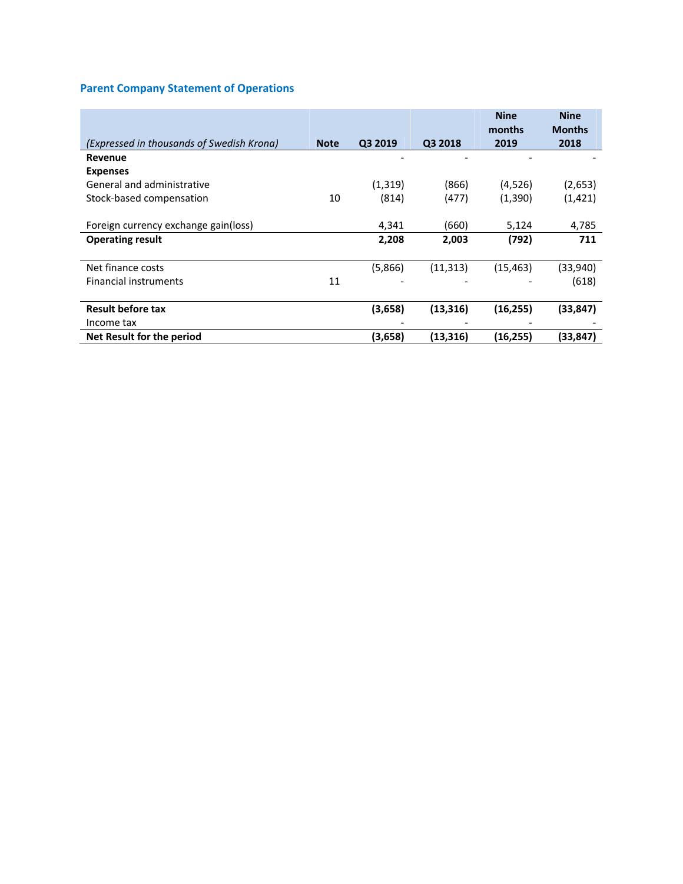## Parent Company Statement of Operations

| *(Expressed in thousands of Swedish Krona)* | Note | Q3 2019 | Q3 2018 | Nine months 2019 | Nine Months 2018 |
|---|---|---|---|---|---|
| **Revenue** | | - | - | - | - |
| **Expenses** | | | | | |
| General and administrative | | (1,319) | (866) | (4,526) | (2,653) |
| Stock-based compensation | 10 | (814) | (477) | (1,390) | (1,421) |
| | | | | | |
| Foreign currency exchange gain(loss) | | 4,341 | (660) | 5,124 | 4,785 |
| **Operating result** | | **2,208** | **2,003** | **(792)** | **711** |
| | | | | | |
| Net finance costs | | (5,866) | (11,313) | (15,463) | (33,940) |
| Financial instruments | 11 | - | - | - | (618) |
| | | | | | |
| **Result before tax** | | **(3,658)** | **(13,316)** | **(16,255)** | **(33,847)** |
| Income tax | | - | - | - | - |
| **Net Result for the period** | | **(3,658)** | **(13,316)** | **(16,255)** | **(33,847)** |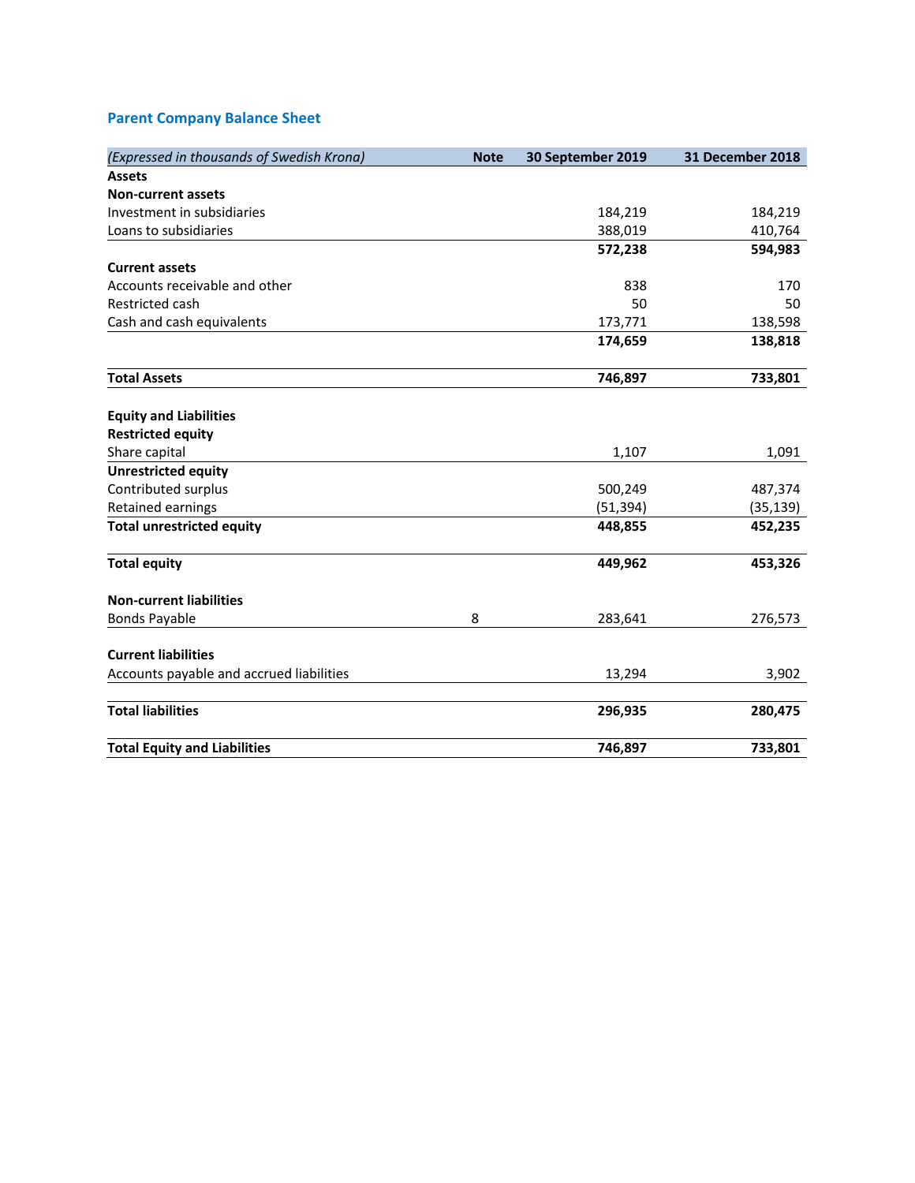## Parent Company Balance Sheet

| *(Expressed in thousands of Swedish Krona)* | Note | 30 September 2019 | 31 December 2018 |
|---|---|---|---|
| **Assets** | | | |
| **Non-current assets** | | | |
| Investment in subsidiaries | | 184,219 | 184,219 |
| Loans to subsidiaries | | 388,019 | 410,764 |
| | | **572,238** | **594,983** |
| **Current assets** | | | |
| Accounts receivable and other | | 838 | 170 |
| Restricted cash | | 50 | 50 |
| Cash and cash equivalents | | 173,771 | 138,598 |
| | | **174,659** | **138,818** |
| **Total Assets** | | **746,897** | **733,801** |
| **Equity and Liabilities** | | | |
| **Restricted equity** | | | |
| Share capital | | 1,107 | 1,091 |
| **Unrestricted equity** | | | |
| Contributed surplus | | 500,249 | 487,374 |
| Retained earnings | | (51,394) | (35,139) |
| **Total unrestricted equity** | | **448,855** | **452,235** |
| **Total equity** | | **449,962** | **453,326** |
| **Non-current liabilities** | | | |
| Bonds Payable | 8 | 283,641 | 276,573 |
| **Current liabilities** | | | |
| Accounts payable and accrued liabilities | | 13,294 | 3,902 |
| **Total liabilities** | | **296,935** | **280,475** |
| **Total Equity and Liabilities** | | **746,897** | **733,801** |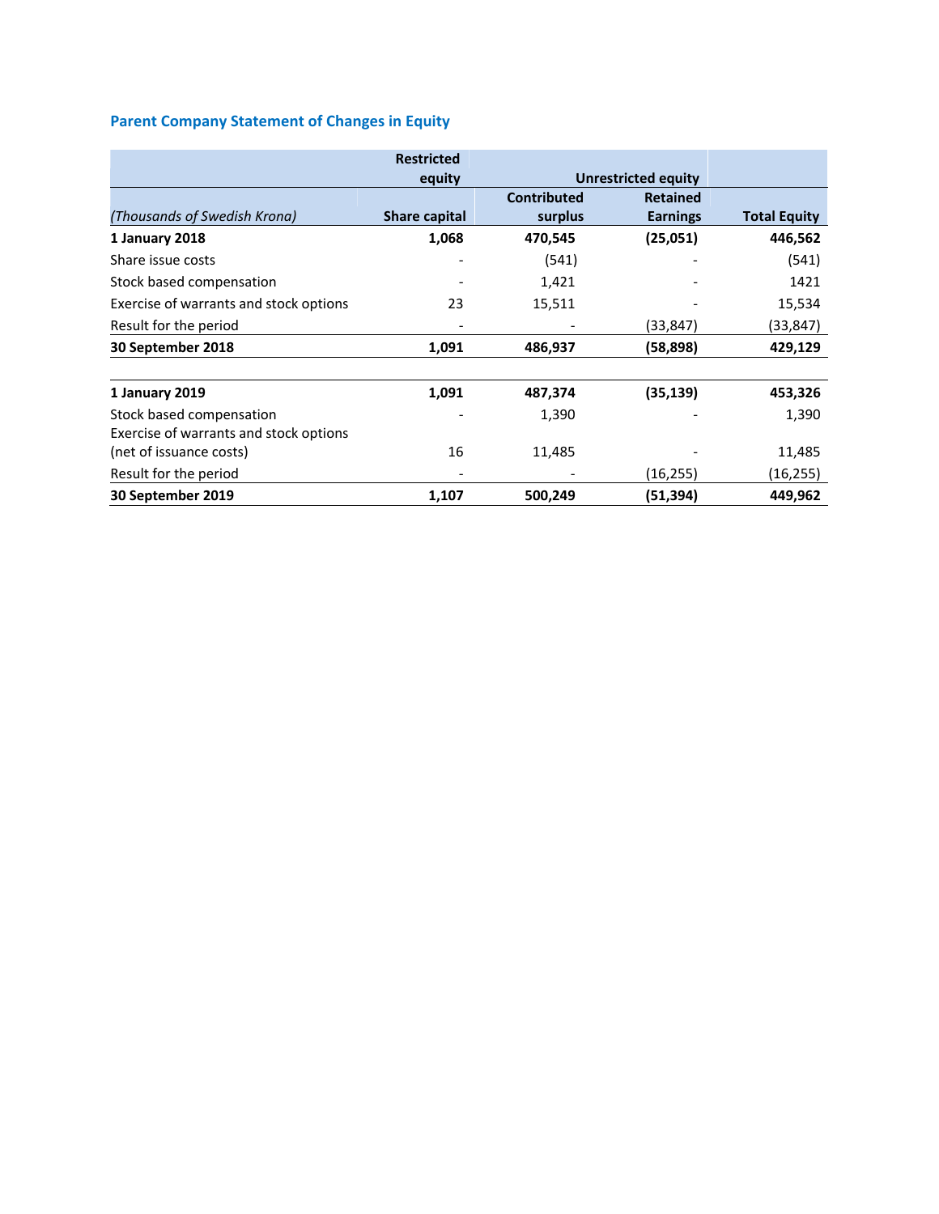## Parent Company Statement of Changes in Equity

| | Restricted equity | Unrestricted equity | | |
|---|---|---|---|---|
| *(Thousands of Swedish Krona)* | Share capital | Contributed surplus | Retained Earnings | Total Equity |
| **1 January 2018** | **1,068** | **470,545** | **(25,051)** | **446,562** |
| Share issue costs | - | (541) | - | (541) |
| Stock based compensation | - | 1,421 | - | 1421 |
| Exercise of warrants and stock options | 23 | 15,511 | - | 15,534 |
| Result for the period | - | - | (33,847) | (33,847) |
| **30 September 2018** | **1,091** | **486,937** | **(58,898)** | **429,129** |
| | | | | |
| **1 January 2019** | **1,091** | **487,374** | **(35,139)** | **453,326** |
| Stock based compensation | - | 1,390 | - | 1,390 |
| Exercise of warrants and stock options (net of issuance costs) | 16 | 11,485 | - | 11,485 |
| Result for the period | - | - | (16,255) | (16,255) |
| **30 September 2019** | **1,107** | **500,249** | **(51,394)** | **449,962** |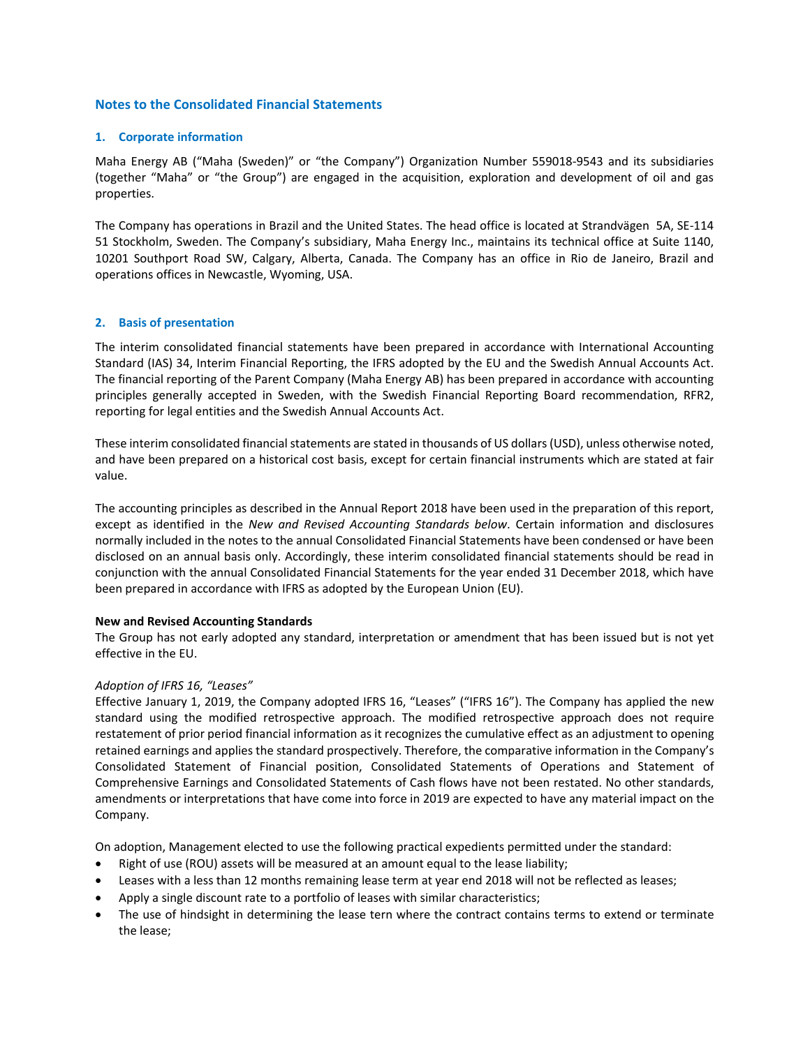## Notes to the Consolidated Financial Statements

### 1. Corporate information

Maha Energy AB ("Maha (Sweden)" or "the Company") Organization Number 559018-9543 and its subsidiaries (together "Maha" or "the Group") are engaged in the acquisition, exploration and development of oil and gas properties.

The Company has operations in Brazil and the United States. The head office is located at Strandvägen 5A, SE-114 51 Stockholm, Sweden. The Company's subsidiary, Maha Energy Inc., maintains its technical office at Suite 1140, 10201 Southport Road SW, Calgary, Alberta, Canada. The Company has an office in Rio de Janeiro, Brazil and operations offices in Newcastle, Wyoming, USA.

### 2. Basis of presentation

The interim consolidated financial statements have been prepared in accordance with International Accounting Standard (IAS) 34, Interim Financial Reporting, the IFRS adopted by the EU and the Swedish Annual Accounts Act. The financial reporting of the Parent Company (Maha Energy AB) has been prepared in accordance with accounting principles generally accepted in Sweden, with the Swedish Financial Reporting Board recommendation, RFR2, reporting for legal entities and the Swedish Annual Accounts Act.

These interim consolidated financial statements are stated in thousands of US dollars (USD), unless otherwise noted, and have been prepared on a historical cost basis, except for certain financial instruments which are stated at fair value.

The accounting principles as described in the Annual Report 2018 have been used in the preparation of this report, except as identified in the *New and Revised Accounting Standards below*. Certain information and disclosures normally included in the notes to the annual Consolidated Financial Statements have been condensed or have been disclosed on an annual basis only. Accordingly, these interim consolidated financial statements should be read in conjunction with the annual Consolidated Financial Statements for the year ended 31 December 2018, which have been prepared in accordance with IFRS as adopted by the European Union (EU).

**New and Revised Accounting Standards**
The Group has not early adopted any standard, interpretation or amendment that has been issued but is not yet effective in the EU.

*Adoption of IFRS 16, "Leases"*
Effective January 1, 2019, the Company adopted IFRS 16, "Leases" ("IFRS 16"). The Company has applied the new standard using the modified retrospective approach. The modified retrospective approach does not require restatement of prior period financial information as it recognizes the cumulative effect as an adjustment to opening retained earnings and applies the standard prospectively. Therefore, the comparative information in the Company's Consolidated Statement of Financial position, Consolidated Statements of Operations and Statement of Comprehensive Earnings and Consolidated Statements of Cash flows have not been restated. No other standards, amendments or interpretations that have come into force in 2019 are expected to have any material impact on the Company.

On adoption, Management elected to use the following practical expedients permitted under the standard:

- Right of use (ROU) assets will be measured at an amount equal to the lease liability;
- Leases with a less than 12 months remaining lease term at year end 2018 will not be reflected as leases;
- Apply a single discount rate to a portfolio of leases with similar characteristics;
- The use of hindsight in determining the lease tern where the contract contains terms to extend or terminate the lease;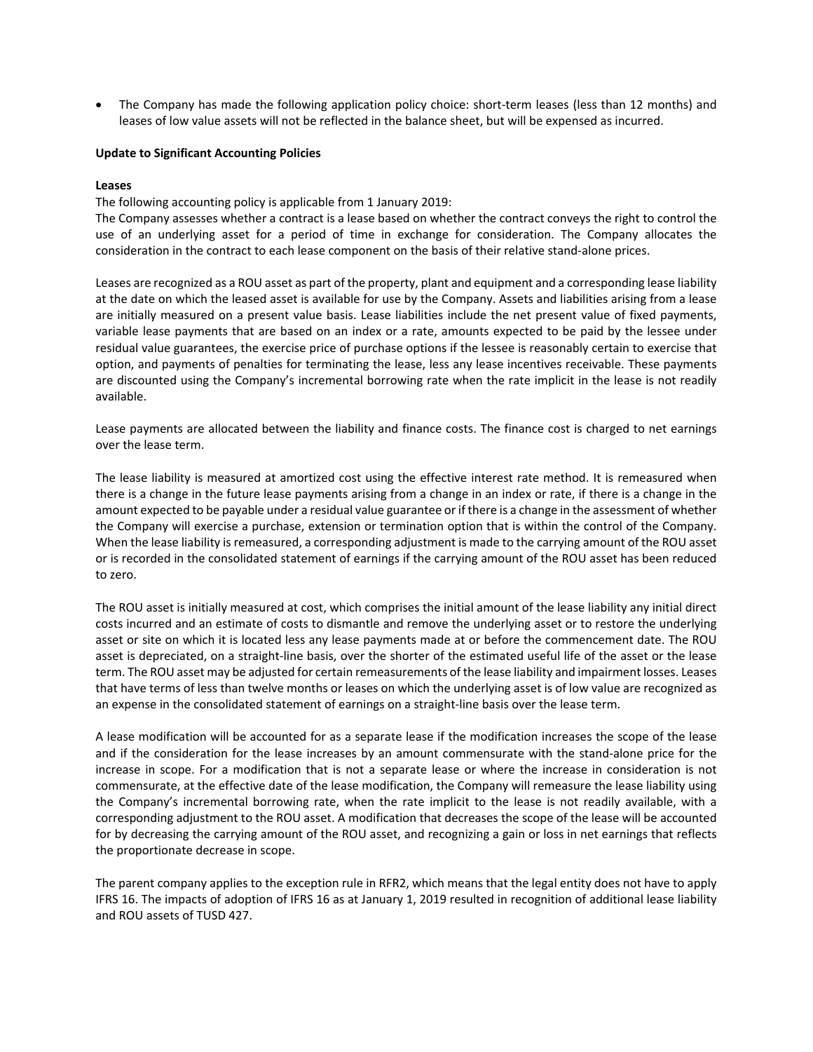- The Company has made the following application policy choice: short-term leases (less than 12 months) and leases of low value assets will not be reflected in the balance sheet, but will be expensed as incurred.

**Update to Significant Accounting Policies**

**Leases**

The following accounting policy is applicable from 1 January 2019:
The Company assesses whether a contract is a lease based on whether the contract conveys the right to control the use of an underlying asset for a period of time in exchange for consideration. The Company allocates the consideration in the contract to each lease component on the basis of their relative stand-alone prices.

Leases are recognized as a ROU asset as part of the property, plant and equipment and a corresponding lease liability at the date on which the leased asset is available for use by the Company. Assets and liabilities arising from a lease are initially measured on a present value basis. Lease liabilities include the net present value of fixed payments, variable lease payments that are based on an index or a rate, amounts expected to be paid by the lessee under residual value guarantees, the exercise price of purchase options if the lessee is reasonably certain to exercise that option, and payments of penalties for terminating the lease, less any lease incentives receivable. These payments are discounted using the Company's incremental borrowing rate when the rate implicit in the lease is not readily available.

Lease payments are allocated between the liability and finance costs. The finance cost is charged to net earnings over the lease term.

The lease liability is measured at amortized cost using the effective interest rate method. It is remeasured when there is a change in the future lease payments arising from a change in an index or rate, if there is a change in the amount expected to be payable under a residual value guarantee or if there is a change in the assessment of whether the Company will exercise a purchase, extension or termination option that is within the control of the Company. When the lease liability is remeasured, a corresponding adjustment is made to the carrying amount of the ROU asset or is recorded in the consolidated statement of earnings if the carrying amount of the ROU asset has been reduced to zero.

The ROU asset is initially measured at cost, which comprises the initial amount of the lease liability any initial direct costs incurred and an estimate of costs to dismantle and remove the underlying asset or to restore the underlying asset or site on which it is located less any lease payments made at or before the commencement date. The ROU asset is depreciated, on a straight-line basis, over the shorter of the estimated useful life of the asset or the lease term. The ROU asset may be adjusted for certain remeasurements of the lease liability and impairment losses. Leases that have terms of less than twelve months or leases on which the underlying asset is of low value are recognized as an expense in the consolidated statement of earnings on a straight-line basis over the lease term.

A lease modification will be accounted for as a separate lease if the modification increases the scope of the lease and if the consideration for the lease increases by an amount commensurate with the stand-alone price for the increase in scope. For a modification that is not a separate lease or where the increase in consideration is not commensurate, at the effective date of the lease modification, the Company will remeasure the lease liability using the Company's incremental borrowing rate, when the rate implicit to the lease is not readily available, with a corresponding adjustment to the ROU asset. A modification that decreases the scope of the lease will be accounted for by decreasing the carrying amount of the ROU asset, and recognizing a gain or loss in net earnings that reflects the proportionate decrease in scope.

The parent company applies to the exception rule in RFR2, which means that the legal entity does not have to apply IFRS 16. The impacts of adoption of IFRS 16 as at January 1, 2019 resulted in recognition of additional lease liability and ROU assets of TUSD 427.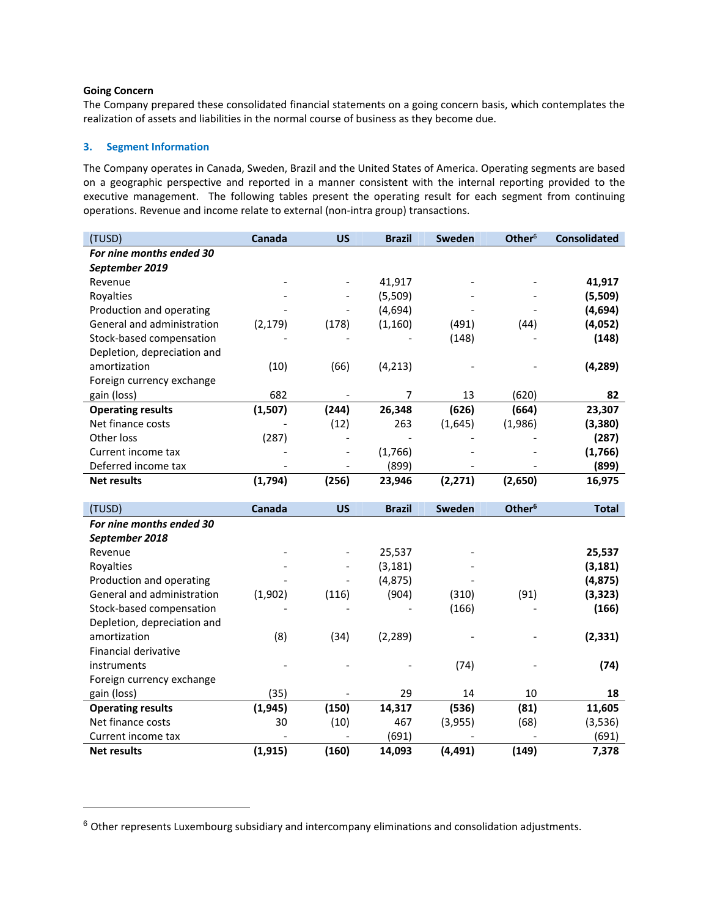**Going Concern**

The Company prepared these consolidated financial statements on a going concern basis, which contemplates the realization of assets and liabilities in the normal course of business as they become due.

## 3. Segment Information

The Company operates in Canada, Sweden, Brazil and the United States of America. Operating segments are based on a geographic perspective and reported in a manner consistent with the internal reporting provided to the executive management. The following tables present the operating result for each segment from continuing operations. Revenue and income relate to external (non-intra group) transactions.

| (TUSD) | Canada | US | Brazil | Sweden | Other[6] | Consolidated |
|---|---|---|---|---|---|---|
| ***For nine months ended 30 September 2019*** | | | | | | |
| Revenue | - | - | 41,917 | - | - | **41,917** |
| Royalties | - | - | (5,509) | - | - | **(5,509)** |
| Production and operating | - | - | (4,694) | - | - | **(4,694)** |
| General and administration | (2,179) | (178) | (1,160) | (491) | (44) | **(4,052)** |
| Stock-based compensation | - | - | - | (148) | - | **(148)** |
| Depletion, depreciation and amortization | (10) | (66) | (4,213) | - | - | **(4,289)** |
| Foreign currency exchange gain (loss) | 682 | - | 7 | 13 | (620) | **82** |
| **Operating results** | **(1,507)** | **(244)** | **26,348** | **(626)** | **(664)** | **23,307** |
| Net finance costs | - | (12) | 263 | (1,645) | (1,986) | **(3,380)** |
| Other loss | (287) | - | - | - | - | **(287)** |
| Current income tax | - | - | (1,766) | - | - | **(1,766)** |
| Deferred income tax | - | - | (899) | - | - | **(899)** |
| **Net results** | **(1,794)** | **(256)** | **23,946** | **(2,271)** | **(2,650)** | **16,975** |

| (TUSD) | Canada | US | Brazil | Sweden | Other[6] | Total |
|---|---|---|---|---|---|---|
| ***For nine months ended 30 September 2018*** | | | | | | |
| Revenue | - | - | 25,537 | - | | **25,537** |
| Royalties | - | - | (3,181) | - | | **(3,181)** |
| Production and operating | - | - | (4,875) | - | | **(4,875)** |
| General and administration | (1,902) | (116) | (904) | (310) | (91) | **(3,323)** |
| Stock-based compensation | - | - | - | (166) | - | **(166)** |
| Depletion, depreciation and amortization | (8) | (34) | (2,289) | - | - | **(2,331)** |
| Financial derivative instruments | - | - | - | (74) | - | **(74)** |
| Foreign currency exchange gain (loss) | (35) | - | 29 | 14 | 10 | **18** |
| **Operating results** | **(1,945)** | **(150)** | **14,317** | **(536)** | **(81)** | **11,605** |
| Net finance costs | 30 | (10) | 467 | (3,955) | (68) | (3,536) |
| Current income tax | - | - | (691) | - | - | (691) |
| **Net results** | **(1,915)** | **(160)** | **14,093** | **(4,491)** | **(149)** | **7,378** |

[6] Other represents Luxembourg subsidiary and intercompany eliminations and consolidation adjustments.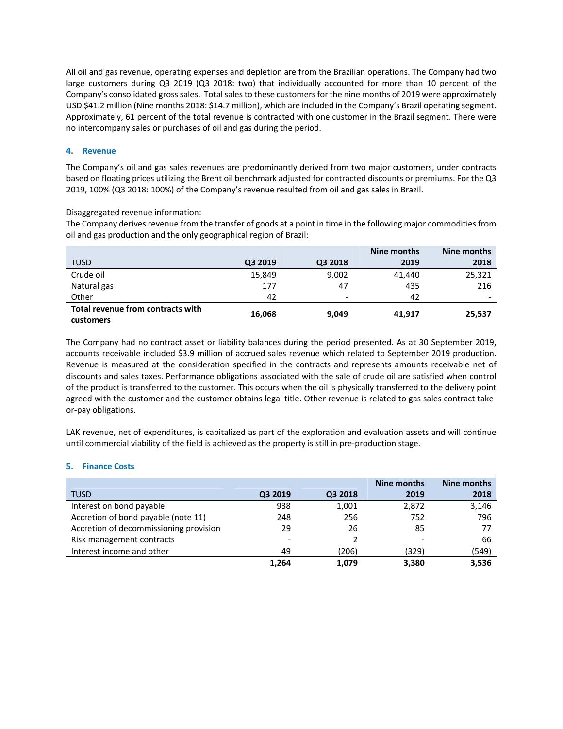All oil and gas revenue, operating expenses and depletion are from the Brazilian operations. The Company had two large customers during Q3 2019 (Q3 2018: two) that individually accounted for more than 10 percent of the Company's consolidated gross sales. Total sales to these customers for the nine months of 2019 were approximately USD $41.2 million (Nine months 2018: $14.7 million), which are included in the Company's Brazil operating segment. Approximately, 61 percent of the total revenue is contracted with one customer in the Brazil segment. There were no intercompany sales or purchases of oil and gas during the period.

### 4. Revenue

The Company's oil and gas sales revenues are predominantly derived from two major customers, under contracts based on floating prices utilizing the Brent oil benchmark adjusted for contracted discounts or premiums. For the Q3 2019, 100% (Q3 2018: 100%) of the Company's revenue resulted from oil and gas sales in Brazil.

Disaggregated revenue information:
The Company derives revenue from the transfer of goods at a point in time in the following major commodities from oil and gas production and the only geographical region of Brazil:

| TUSD | Q3 2019 | Q3 2018 | Nine months 2019 | Nine months 2018 |
|---|---|---|---|---|
| Crude oil | 15,849 | 9,002 | 41,440 | 25,321 |
| Natural gas | 177 | 47 | 435 | 216 |
| Other | 42 | - | 42 | - |
| **Total revenue from contracts with customers** | **16,068** | **9,049** | **41,917** | **25,537** |

The Company had no contract asset or liability balances during the period presented. As at 30 September 2019, accounts receivable included $3.9 million of accrued sales revenue which related to September 2019 production. Revenue is measured at the consideration specified in the contracts and represents amounts receivable net of discounts and sales taxes. Performance obligations associated with the sale of crude oil are satisfied when control of the product is transferred to the customer. This occurs when the oil is physically transferred to the delivery point agreed with the customer and the customer obtains legal title. Other revenue is related to gas sales contract take-or-pay obligations.

LAK revenue, net of expenditures, is capitalized as part of the exploration and evaluation assets and will continue until commercial viability of the field is achieved as the property is still in pre-production stage.

### 5. Finance Costs

| TUSD | Q3 2019 | Q3 2018 | Nine months 2019 | Nine months 2018 |
|---|---|---|---|---|
| Interest on bond payable | 938 | 1,001 | 2,872 | 3,146 |
| Accretion of bond payable (note 11) | 248 | 256 | 752 | 796 |
| Accretion of decommissioning provision | 29 | 26 | 85 | 77 |
| Risk management contracts | - | 2 | - | 66 |
| Interest income and other | 49 | (206) | (329) | (549) |
| | **1,264** | **1,079** | **3,380** | **3,536** |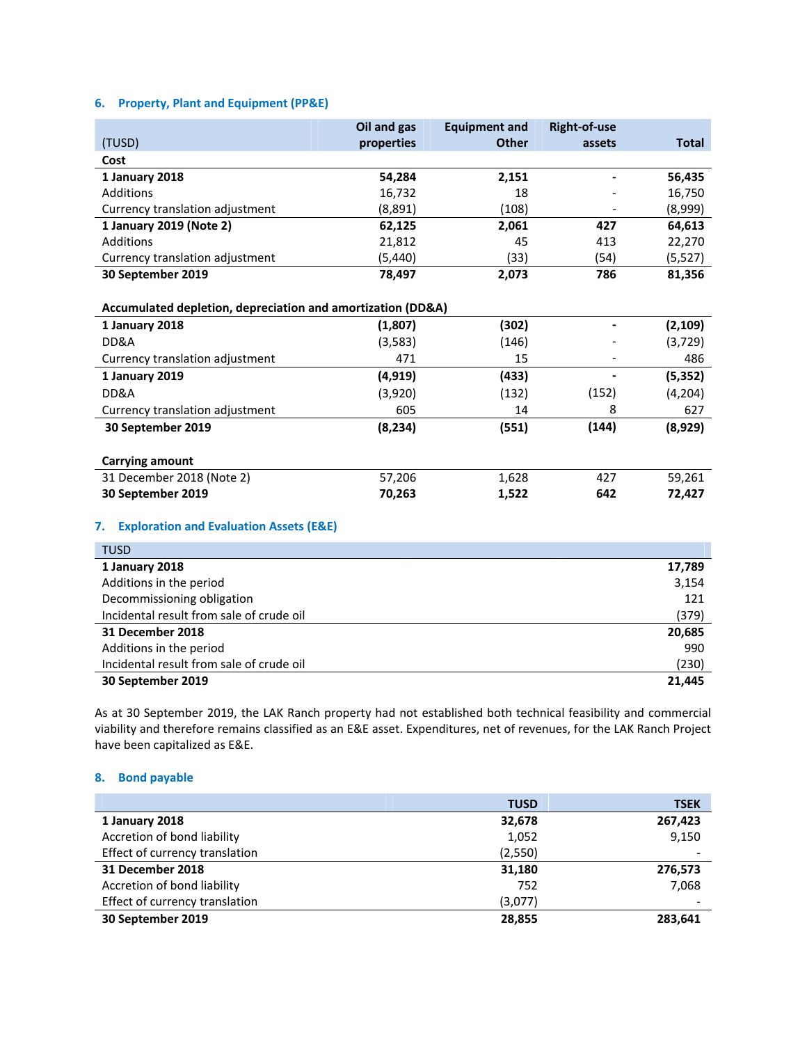### 6. Property, Plant and Equipment (PP&E)

| (TUSD) | Oil and gas properties | Equipment and Other | Right-of-use assets | Total |
|---|---|---|---|---|
| **Cost** | | | | |
| **1 January 2018** | **54,284** | **2,151** | **-** | **56,435** |
| Additions | 16,732 | 18 | - | 16,750 |
| Currency translation adjustment | (8,891) | (108) | - | (8,999) |
| **1 January 2019 (Note 2)** | **62,125** | **2,061** | **427** | **64,613** |
| Additions | 21,812 | 45 | 413 | 22,270 |
| Currency translation adjustment | (5,440) | (33) | (54) | (5,527) |
| **30 September 2019** | **78,497** | **2,073** | **786** | **81,356** |
| | | | | |
| **Accumulated depletion, depreciation and amortization (DD&A)** | | | | |
| **1 January 2018** | **(1,807)** | **(302)** | **-** | **(2,109)** |
| DD&A | (3,583) | (146) | - | (3,729) |
| Currency translation adjustment | 471 | 15 | - | 486 |
| **1 January 2019** | **(4,919)** | **(433)** | **-** | **(5,352)** |
| DD&A | (3,920) | (132) | (152) | (4,204) |
| Currency translation adjustment | 605 | 14 | 8 | 627 |
| **30 September 2019** | **(8,234)** | **(551)** | **(144)** | **(8,929)** |
| | | | | |
| **Carrying amount** | | | | |
| 31 December 2018 (Note 2) | 57,206 | 1,628 | 427 | 59,261 |
| **30 September 2019** | **70,263** | **1,522** | **642** | **72,427** |

### 7. Exploration and Evaluation Assets (E&E)

| TUSD | |
|---|---|
| **1 January 2018** | **17,789** |
| Additions in the period | 3,154 |
| Decommissioning obligation | 121 |
| Incidental result from sale of crude oil | (379) |
| **31 December 2018** | **20,685** |
| Additions in the period | 990 |
| Incidental result from sale of crude oil | (230) |
| **30 September 2019** | **21,445** |

As at 30 September 2019, the LAK Ranch property had not established both technical feasibility and commercial viability and therefore remains classified as an E&E asset. Expenditures, net of revenues, for the LAK Ranch Project have been capitalized as E&E.

### 8. Bond payable

| | TUSD | TSEK |
|---|---|---|
| **1 January 2018** | **32,678** | **267,423** |
| Accretion of bond liability | 1,052 | 9,150 |
| Effect of currency translation | (2,550) | - |
| **31 December 2018** | **31,180** | **276,573** |
| Accretion of bond liability | 752 | 7,068 |
| Effect of currency translation | (3,077) | - |
| **30 September 2019** | **28,855** | **283,641** |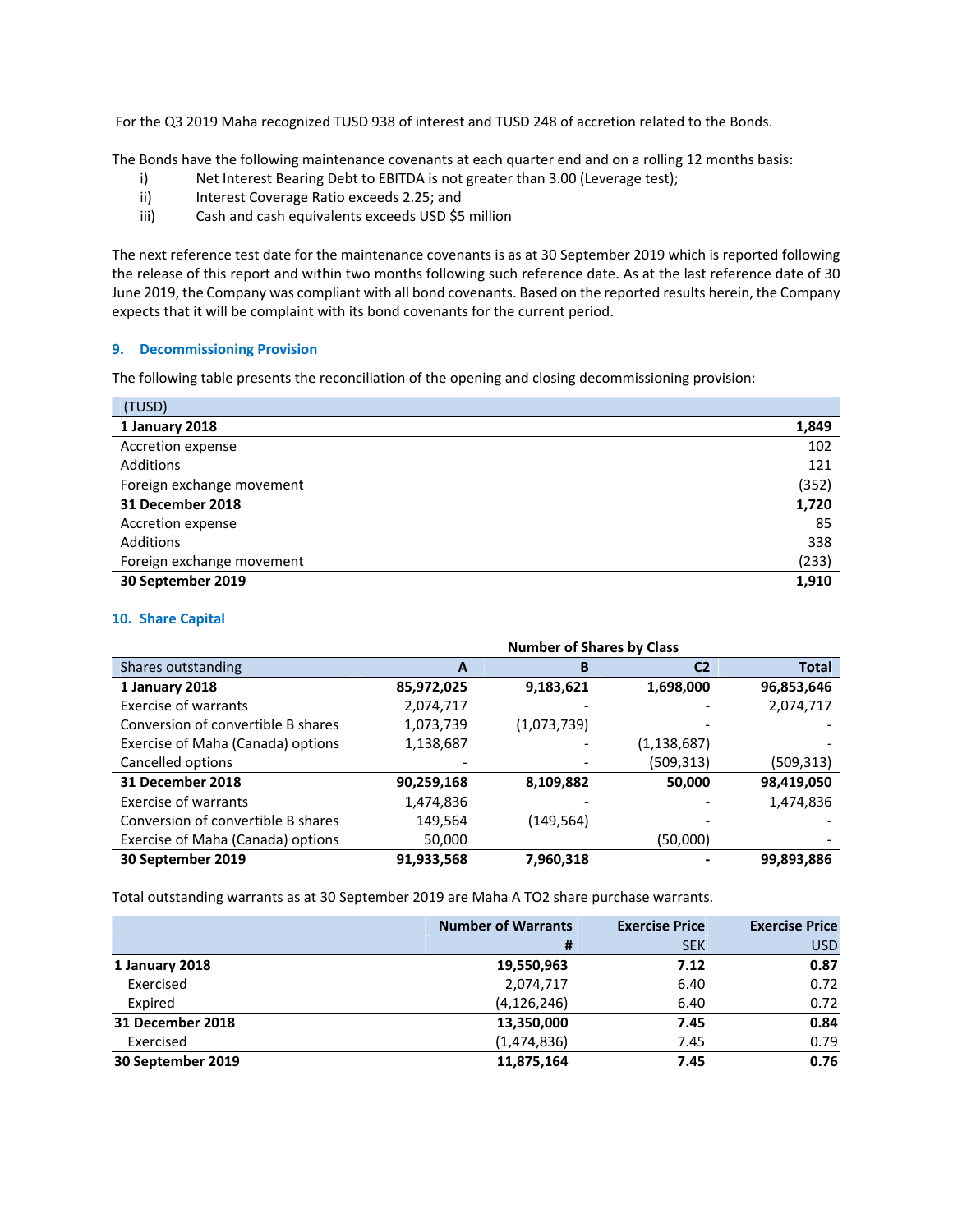For the Q3 2019 Maha recognized TUSD 938 of interest and TUSD 248 of accretion related to the Bonds.

The Bonds have the following maintenance covenants at each quarter end and on a rolling 12 months basis:

i) Net Interest Bearing Debt to EBITDA is not greater than 3.00 (Leverage test);
ii) Interest Coverage Ratio exceeds 2.25; and
iii) Cash and cash equivalents exceeds USD $5 million

The next reference test date for the maintenance covenants is as at 30 September 2019 which is reported following the release of this report and within two months following such reference date. As at the last reference date of 30 June 2019, the Company was compliant with all bond covenants. Based on the reported results herein, the Company expects that it will be complaint with its bond covenants for the current period.

## 9. Decommissioning Provision

The following table presents the reconciliation of the opening and closing decommissioning provision:

| (TUSD) | |
|---|---|
| **1 January 2018** | **1,849** |
| Accretion expense | 102 |
| Additions | 121 |
| Foreign exchange movement | (352) |
| **31 December 2018** | **1,720** |
| Accretion expense | 85 |
| Additions | 338 |
| Foreign exchange movement | (233) |
| **30 September 2019** | **1,910** |

## 10. Share Capital

| | Number of Shares by Class | | | |
|---|---|---|---|---|
| Shares outstanding | A | B | C2 | Total |
| **1 January 2018** | **85,972,025** | **9,183,621** | **1,698,000** | **96,853,646** |
| Exercise of warrants | 2,074,717 | - | - | 2,074,717 |
| Conversion of convertible B shares | 1,073,739 | (1,073,739) | - | - |
| Exercise of Maha (Canada) options | 1,138,687 | - | (1,138,687) | - |
| Cancelled options | - | - | (509,313) | (509,313) |
| **31 December 2018** | **90,259,168** | **8,109,882** | **50,000** | **98,419,050** |
| Exercise of warrants | 1,474,836 | - | - | 1,474,836 |
| Conversion of convertible B shares | 149,564 | (149,564) | - | - |
| Exercise of Maha (Canada) options | 50,000 | | (50,000) | - |
| **30 September 2019** | **91,933,568** | **7,960,318** | **-** | **99,893,886** |

Total outstanding warrants as at 30 September 2019 are Maha A TO2 share purchase warrants.

| | Number of Warrants | Exercise Price | Exercise Price |
|---|---|---|---|
| | # | SEK | USD |
| **1 January 2018** | **19,550,963** | **7.12** | **0.87** |
| Exercised | 2,074,717 | 6.40 | 0.72 |
| Expired | (4,126,246) | 6.40 | 0.72 |
| **31 December 2018** | **13,350,000** | **7.45** | **0.84** |
| Exercised | (1,474,836) | 7.45 | 0.79 |
| **30 September 2019** | **11,875,164** | **7.45** | **0.76** |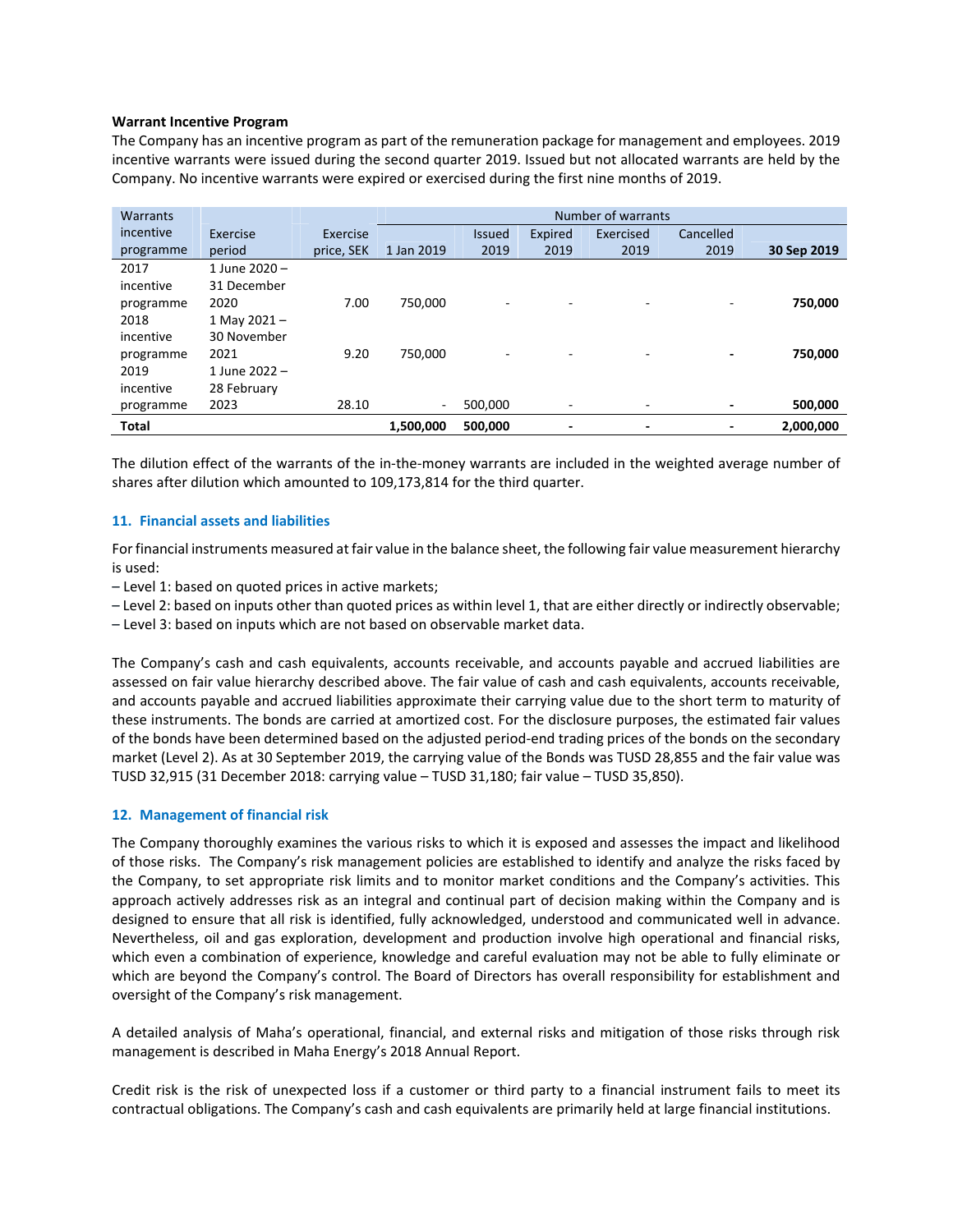**Warrant Incentive Program**

The Company has an incentive program as part of the remuneration package for management and employees. 2019 incentive warrants were issued during the second quarter 2019. Issued but not allocated warrants are held by the Company. No incentive warrants were expired or exercised during the first nine months of 2019.

| Warrants incentive programme | Exercise period | Exercise price, SEK | Number of warrants | | | | | |
|---|---|---|---|---|---|---|---|---|
| | | | 1 Jan 2019 | Issued 2019 | Expired 2019 | Exercised 2019 | Cancelled 2019 | **30 Sep 2019** |
| 2017 incentive programme | 1 June 2020 – 31 December 2020 | 7.00 | 750,000 | - | - | - | - | **750,000** |
| 2018 incentive programme | 1 May 2021 – 30 November 2021 | 9.20 | 750,000 | - | - | - | - | **750,000** |
| 2019 incentive programme | 1 June 2022 – 28 February 2023 | 28.10 | - | 500,000 | - | - | - | **500,000** |
| **Total** | | | **1,500,000** | **500,000** | **-** | **-** | **-** | **2,000,000** |

The dilution effect of the warrants of the in-the-money warrants are included in the weighted average number of shares after dilution which amounted to 109,173,814 for the third quarter.

## 11. Financial assets and liabilities

For financial instruments measured at fair value in the balance sheet, the following fair value measurement hierarchy is used:

– Level 1: based on quoted prices in active markets;
– Level 2: based on inputs other than quoted prices as within level 1, that are either directly or indirectly observable;
– Level 3: based on inputs which are not based on observable market data.

The Company's cash and cash equivalents, accounts receivable, and accounts payable and accrued liabilities are assessed on fair value hierarchy described above. The fair value of cash and cash equivalents, accounts receivable, and accounts payable and accrued liabilities approximate their carrying value due to the short term to maturity of these instruments. The bonds are carried at amortized cost. For the disclosure purposes, the estimated fair values of the bonds have been determined based on the adjusted period-end trading prices of the bonds on the secondary market (Level 2). As at 30 September 2019, the carrying value of the Bonds was TUSD 28,855 and the fair value was TUSD 32,915 (31 December 2018: carrying value – TUSD 31,180; fair value – TUSD 35,850).

## 12. Management of financial risk

The Company thoroughly examines the various risks to which it is exposed and assesses the impact and likelihood of those risks. The Company's risk management policies are established to identify and analyze the risks faced by the Company, to set appropriate risk limits and to monitor market conditions and the Company's activities. This approach actively addresses risk as an integral and continual part of decision making within the Company and is designed to ensure that all risk is identified, fully acknowledged, understood and communicated well in advance. Nevertheless, oil and gas exploration, development and production involve high operational and financial risks, which even a combination of experience, knowledge and careful evaluation may not be able to fully eliminate or which are beyond the Company's control. The Board of Directors has overall responsibility for establishment and oversight of the Company's risk management.

A detailed analysis of Maha's operational, financial, and external risks and mitigation of those risks through risk management is described in Maha Energy's 2018 Annual Report.

Credit risk is the risk of unexpected loss if a customer or third party to a financial instrument fails to meet its contractual obligations. The Company's cash and cash equivalents are primarily held at large financial institutions.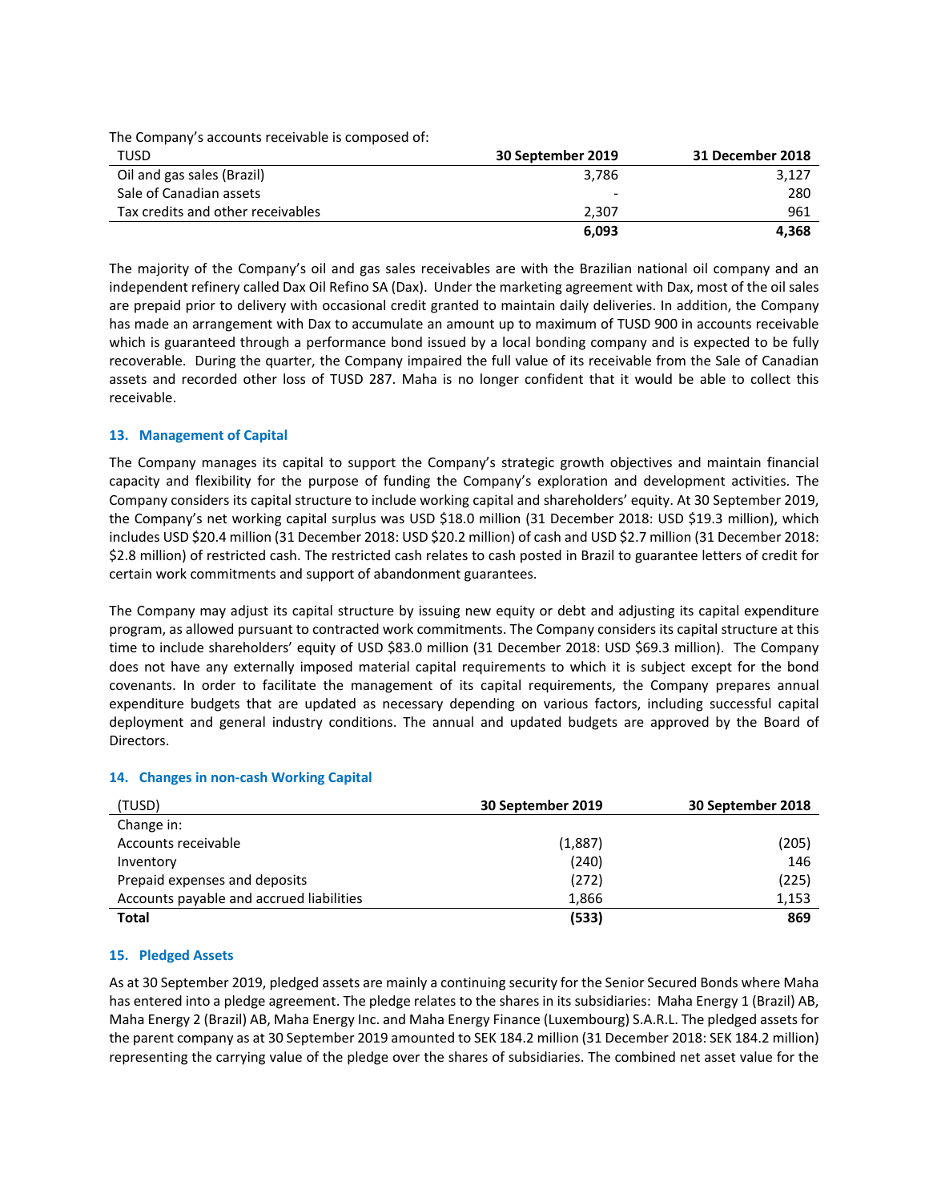The Company's accounts receivable is composed of:

| TUSD | 30 September 2019 | 31 December 2018 |
|---|---|---|
| Oil and gas sales (Brazil) | 3,786 | 3,127 |
| Sale of Canadian assets | - | 280 |
| Tax credits and other receivables | 2,307 | 961 |
| | **6,093** | **4,368** |

The majority of the Company's oil and gas sales receivables are with the Brazilian national oil company and an independent refinery called Dax Oil Refino SA (Dax). Under the marketing agreement with Dax, most of the oil sales are prepaid prior to delivery with occasional credit granted to maintain daily deliveries. In addition, the Company has made an arrangement with Dax to accumulate an amount up to maximum of TUSD 900 in accounts receivable which is guaranteed through a performance bond issued by a local bonding company and is expected to be fully recoverable. During the quarter, the Company impaired the full value of its receivable from the Sale of Canadian assets and recorded other loss of TUSD 287. Maha is no longer confident that it would be able to collect this receivable.

## 13. Management of Capital

The Company manages its capital to support the Company's strategic growth objectives and maintain financial capacity and flexibility for the purpose of funding the Company's exploration and development activities. The Company considers its capital structure to include working capital and shareholders' equity. At 30 September 2019, the Company's net working capital surplus was USD $18.0 million (31 December 2018: USD $19.3 million), which includes USD $20.4 million (31 December 2018: USD $20.2 million) of cash and USD $2.7 million (31 December 2018: $2.8 million) of restricted cash. The restricted cash relates to cash posted in Brazil to guarantee letters of credit for certain work commitments and support of abandonment guarantees.

The Company may adjust its capital structure by issuing new equity or debt and adjusting its capital expenditure program, as allowed pursuant to contracted work commitments. The Company considers its capital structure at this time to include shareholders' equity of USD $83.0 million (31 December 2018: USD $69.3 million). The Company does not have any externally imposed material capital requirements to which it is subject except for the bond covenants. In order to facilitate the management of its capital requirements, the Company prepares annual expenditure budgets that are updated as necessary depending on various factors, including successful capital deployment and general industry conditions. The annual and updated budgets are approved by the Board of Directors.

## 14. Changes in non-cash Working Capital

| (TUSD) | 30 September 2019 | 30 September 2018 |
|---|---|---|
| Change in: | | |
| Accounts receivable | (1,887) | (205) |
| Inventory | (240) | 146 |
| Prepaid expenses and deposits | (272) | (225) |
| Accounts payable and accrued liabilities | 1,866 | 1,153 |
| **Total** | **(533)** | **869** |

## 15. Pledged Assets

As at 30 September 2019, pledged assets are mainly a continuing security for the Senior Secured Bonds where Maha has entered into a pledge agreement. The pledge relates to the shares in its subsidiaries: Maha Energy 1 (Brazil) AB, Maha Energy 2 (Brazil) AB, Maha Energy Inc. and Maha Energy Finance (Luxembourg) S.A.R.L. The pledged assets for the parent company as at 30 September 2019 amounted to SEK 184.2 million (31 December 2018: SEK 184.2 million) representing the carrying value of the pledge over the shares of subsidiaries. The combined net asset value for the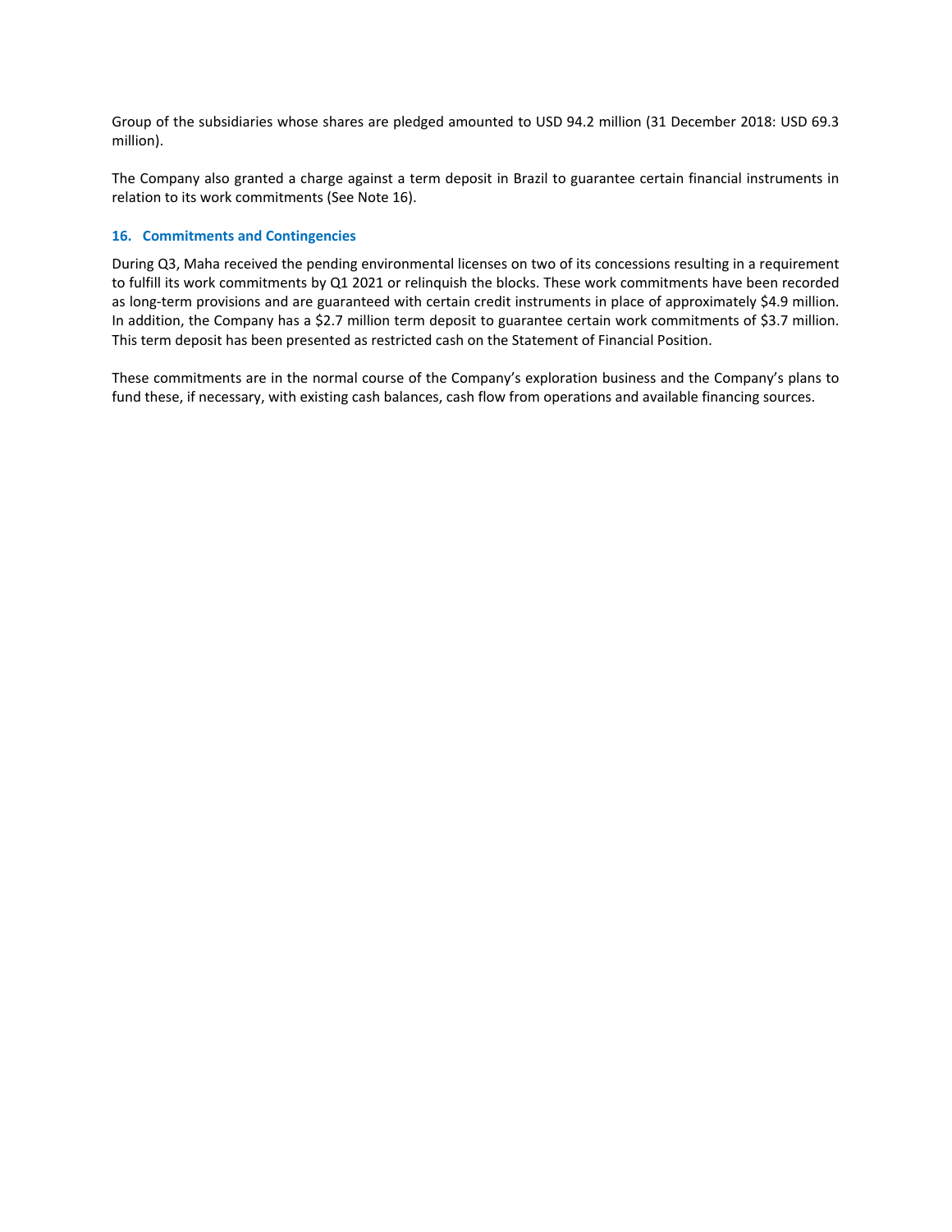Group of the subsidiaries whose shares are pledged amounted to USD 94.2 million (31 December 2018: USD 69.3 million).

The Company also granted a charge against a term deposit in Brazil to guarantee certain financial instruments in relation to its work commitments (See Note 16).

## 16. Commitments and Contingencies

During Q3, Maha received the pending environmental licenses on two of its concessions resulting in a requirement to fulfill its work commitments by Q1 2021 or relinquish the blocks. These work commitments have been recorded as long-term provisions and are guaranteed with certain credit instruments in place of approximately $4.9 million. In addition, the Company has a $2.7 million term deposit to guarantee certain work commitments of $3.7 million. This term deposit has been presented as restricted cash on the Statement of Financial Position.

These commitments are in the normal course of the Company's exploration business and the Company's plans to fund these, if necessary, with existing cash balances, cash flow from operations and available financing sources.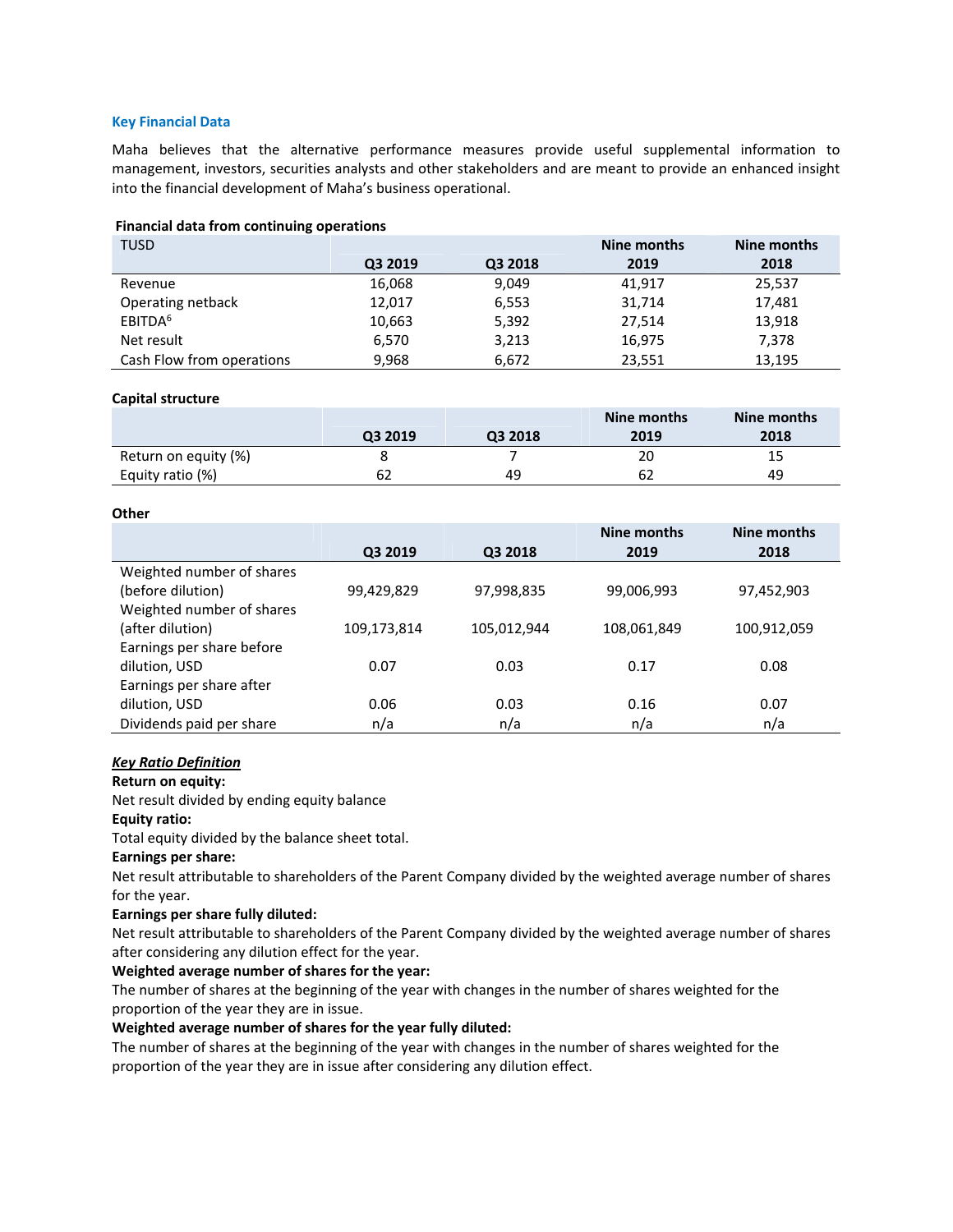## Key Financial Data

Maha believes that the alternative performance measures provide useful supplemental information to management, investors, securities analysts and other stakeholders and are meant to provide an enhanced insight into the financial development of Maha's business operational.

**Financial data from continuing operations**

| TUSD | Q3 2019 | Q3 2018 | Nine months 2019 | Nine months 2018 |
|---|---|---|---|---|
| Revenue | 16,068 | 9,049 | 41,917 | 25,537 |
| Operating netback | 12,017 | 6,553 | 31,714 | 17,481 |
| EBITDA[6] | 10,663 | 5,392 | 27,514 | 13,918 |
| Net result | 6,570 | 3,213 | 16,975 | 7,378 |
| Cash Flow from operations | 9,968 | 6,672 | 23,551 | 13,195 |

**Capital structure**

| | Q3 2019 | Q3 2018 | Nine months 2019 | Nine months 2018 |
|---|---|---|---|---|
| Return on equity (%) | 8 | 7 | 20 | 15 |
| Equity ratio (%) | 62 | 49 | 62 | 49 |

**Other**

| | Q3 2019 | Q3 2018 | Nine months 2019 | Nine months 2018 |
|---|---|---|---|---|
| Weighted number of shares (before dilution) | 99,429,829 | 97,998,835 | 99,006,993 | 97,452,903 |
| Weighted number of shares (after dilution) | 109,173,814 | 105,012,944 | 108,061,849 | 100,912,059 |
| Earnings per share before dilution, USD | 0.07 | 0.03 | 0.17 | 0.08 |
| Earnings per share after dilution, USD | 0.06 | 0.03 | 0.16 | 0.07 |
| Dividends paid per share | n/a | n/a | n/a | n/a |

***Key Ratio Definition***

**Return on equity:**
Net result divided by ending equity balance

**Equity ratio:**
Total equity divided by the balance sheet total.

**Earnings per share:**
Net result attributable to shareholders of the Parent Company divided by the weighted average number of shares for the year.

**Earnings per share fully diluted:**
Net result attributable to shareholders of the Parent Company divided by the weighted average number of shares after considering any dilution effect for the year.

**Weighted average number of shares for the year:**
The number of shares at the beginning of the year with changes in the number of shares weighted for the proportion of the year they are in issue.

**Weighted average number of shares for the year fully diluted:**
The number of shares at the beginning of the year with changes in the number of shares weighted for the proportion of the year they are in issue after considering any dilution effect.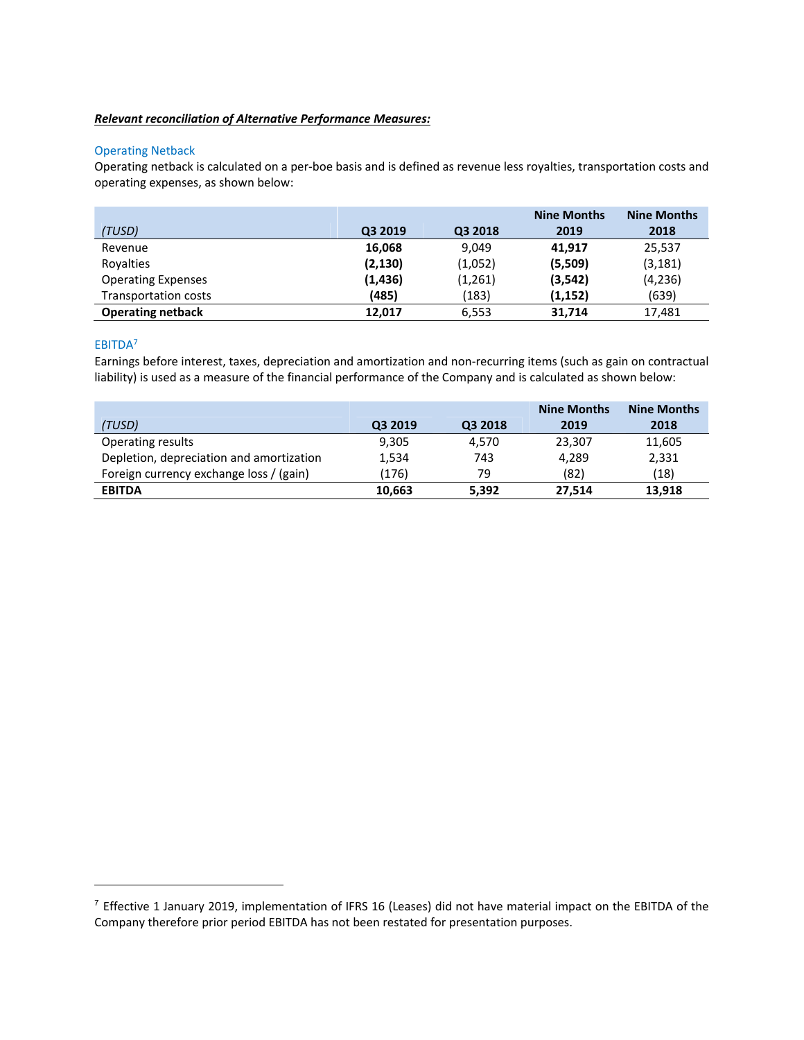***Relevant reconciliation of Alternative Performance Measures:***

### Operating Netback

Operating netback is calculated on a per-boe basis and is defined as revenue less royalties, transportation costs and operating expenses, as shown below:

| *(TUSD)* | **Q3 2019** | **Q3 2018** | **Nine Months 2019** | **Nine Months 2018** |
|---|---|---|---|---|
| Revenue | **16,068** | 9,049 | **41,917** | 25,537 |
| Royalties | **(2,130)** | (1,052) | **(5,509)** | (3,181) |
| Operating Expenses | **(1,436)** | (1,261) | **(3,542)** | (4,236) |
| Transportation costs | **(485)** | (183) | **(1,152)** | (639) |
| **Operating netback** | **12,017** | 6,553 | **31,714** | 17,481 |

### EBITDA[7]

Earnings before interest, taxes, depreciation and amortization and non-recurring items (such as gain on contractual liability) is used as a measure of the financial performance of the Company and is calculated as shown below:

| *(TUSD)* | **Q3 2019** | **Q3 2018** | **Nine Months 2019** | **Nine Months 2018** |
|---|---|---|---|---|
| Operating results | 9,305 | 4,570 | 23,307 | 11,605 |
| Depletion, depreciation and amortization | 1,534 | 743 | 4,289 | 2,331 |
| Foreign currency exchange loss / (gain) | (176) | 79 | (82) | (18) |
| **EBITDA** | **10,663** | **5,392** | **27,514** | **13,918** |

[7] Effective 1 January 2019, implementation of IFRS 16 (Leases) did not have material impact on the EBITDA of the Company therefore prior period EBITDA has not been restated for presentation purposes.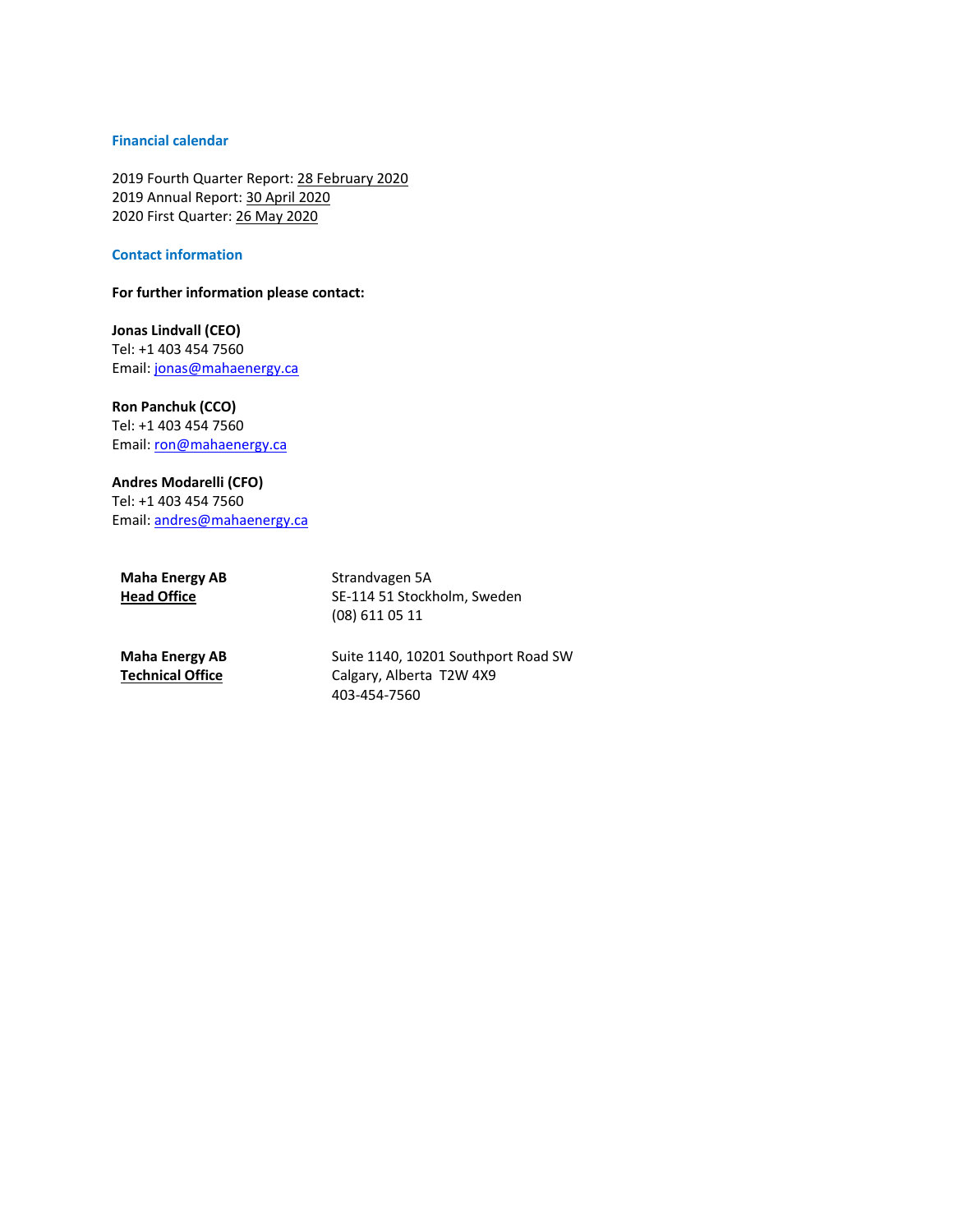## Financial calendar

2019 Fourth Quarter Report: 28 February 2020
2019 Annual Report: 30 April 2020
2020 First Quarter: 26 May 2020

## Contact information

**For further information please contact:**

**Jonas Lindvall (CEO)**
Tel: +1 403 454 7560
Email: jonas@mahaenergy.ca

**Ron Panchuk (CCO)**
Tel: +1 403 454 7560
Email: ron@mahaenergy.ca

**Andres Modarelli (CFO)**
Tel: +1 403 454 7560
Email: andres@mahaenergy.ca

| | |
|---|---|
| **Maha Energy AB**<br>**Head Office** | Strandvagen 5A<br>SE-114 51 Stockholm, Sweden<br>(08) 611 05 11 |
| **Maha Energy AB**<br>**Technical Office** | Suite 1140, 10201 Southport Road SW<br>Calgary, Alberta T2W 4X9<br>403-454-7560 |